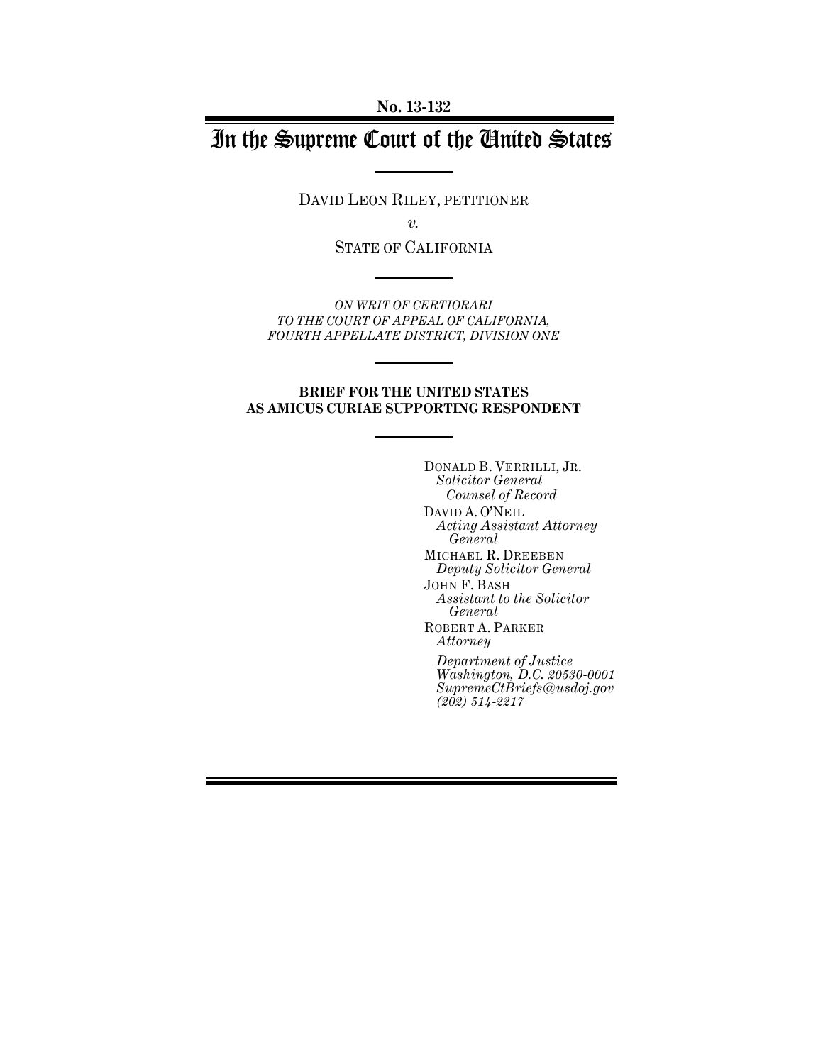No. 13-132

# In the Supreme Court of the United States

DAVID LEON RILEY, PETITIONER

*v.*

STATE OF CALIFORNIA

*ON WRIT OF CERTIORARI TO THE COURT OF APPEAL OF CALIFORNIA, FOURTH APPELLATE DISTRICT, DIVISION ONE*

**BRIEF FOR THE UNITED STATES AS AMICUS CURIAE SUPPORTING RESPONDENT**

DONALD B. VERRILLI, JR.
*Solicitor General*
*Counsel of Record*

DAVID A. O'NEIL
*Acting Assistant Attorney General*

MICHAEL R. DREEBEN
*Deputy Solicitor General*

JOHN F. BASH
*Assistant to the Solicitor General*

ROBERT A. PARKER
*Attorney*

*Department of Justice*
*Washington, D.C. 20530-0001*
*SupremeCtBriefs@usdoj.gov*
*(202) 514-2217*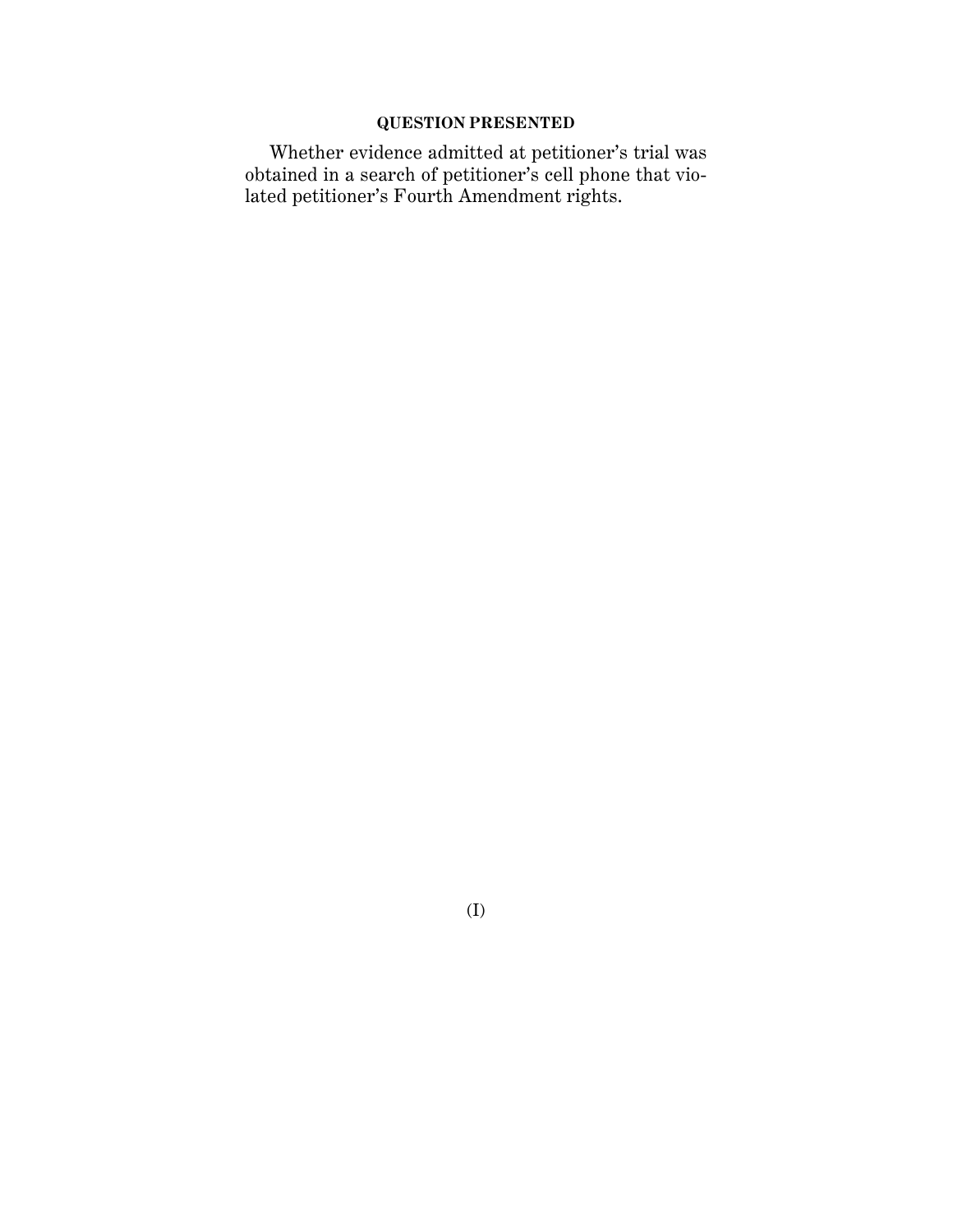## QUESTION PRESENTED

Whether evidence admitted at petitioner's trial was obtained in a search of petitioner's cell phone that violated petitioner's Fourth Amendment rights.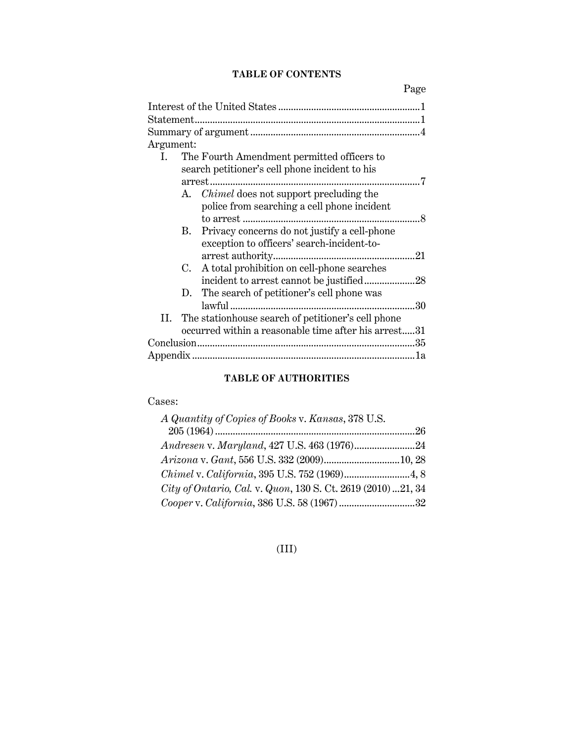## TABLE OF CONTENTS

| | Page |
|---|---|
| Interest of the United States | 1 |
| Statement | 1 |
| Summary of argument | 4 |
| Argument: | |
| I. The Fourth Amendment permitted officers to search petitioner's cell phone incident to his arrest | 7 |
| A. *Chimel* does not support precluding the police from searching a cell phone incident to arrest | 8 |
| B. Privacy concerns do not justify a cell-phone exception to officers' search-incident-to-arrest authority | 21 |
| C. A total prohibition on cell-phone searches incident to arrest cannot be justified | 28 |
| D. The search of petitioner's cell phone was lawful | 30 |
| II. The stationhouse search of petitioner's cell phone occurred within a reasonable time after his arrest | 31 |
| Conclusion | 35 |
| Appendix | 1a |

## TABLE OF AUTHORITIES

Cases:

| | |
|---|---|
| *A Quantity of Copies of Books* v. *Kansas*, 378 U.S. 205 (1964) | 26 |
| *Andresen* v. *Maryland*, 427 U.S. 463 (1976) | 24 |
| *Arizona* v. *Gant*, 556 U.S. 332 (2009) | 10, 28 |
| *Chimel* v. *California*, 395 U.S. 752 (1969) | 4, 8 |
| *City of Ontario, Cal.* v. *Quon*, 130 S. Ct. 2619 (2010) | 21, 34 |
| *Cooper* v. *California*, 386 U.S. 58 (1967) | 32 |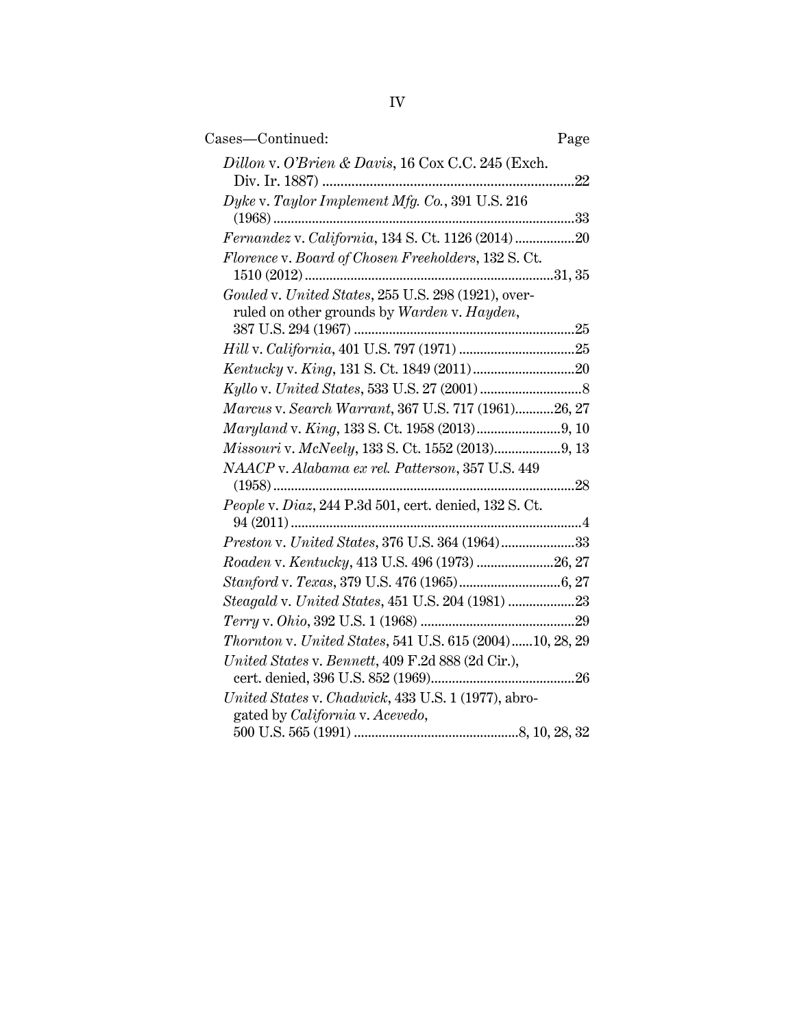Cases—Continued: Page

*Dillon* v. *O'Brien & Davis*, 16 Cox C.C. 245 (Exch. Div. Ir. 1887) ....................................................................22

*Dyke* v. *Taylor Implement Mfg. Co.*, 391 U.S. 216 (1968) ....................................................................................33

*Fernandez* v. *California*, 134 S. Ct. 1126 (2014) .................20

*Florence* v. *Board of Chosen Freeholders*, 132 S. Ct. 1510 (2012) ......................................................................31, 35

*Gouled* v. *United States*, 255 U.S. 298 (1921), overruled on other grounds by *Warden* v. *Hayden*, 387 U.S. 294 (1967) ..............................................................25

*Hill* v. *California*, 401 U.S. 797 (1971) ................................25

*Kentucky* v. *King*, 131 S. Ct. 1849 (2011) ............................20

*Kyllo* v. *United States*, 533 U.S. 27 (2001) ............................8

*Marcus* v. *Search Warrant*, 367 U.S. 717 (1961)...........26, 27

*Maryland* v. *King*, 133 S. Ct. 1958 (2013)........................9, 10

*Missouri* v. *McNeely*, 133 S. Ct. 1552 (2013)...................9, 13

*NAACP* v. *Alabama ex rel. Patterson*, 357 U.S. 449 (1958) ....................................................................................28

*People* v. *Diaz*, 244 P.3d 501, cert. denied, 132 S. Ct. 94 (2011) ..................................................................................4

*Preston* v. *United States*, 376 U.S. 364 (1964).....................33

*Roaden* v. *Kentucky*, 413 U.S. 496 (1973) ......................26, 27

*Stanford* v. *Texas*, 379 U.S. 476 (1965).............................6, 27

*Steagald* v. *United States*, 451 U.S. 204 (1981) ...................23

*Terry* v. *Ohio*, 392 U.S. 1 (1968) ...........................................29

*Thornton* v. *United States*, 541 U.S. 615 (2004)......10, 28, 29

*United States* v. *Bennett*, 409 F.2d 888 (2d Cir.), cert. denied, 396 U.S. 852 (1969).........................................26

*United States* v. *Chadwick*, 433 U.S. 1 (1977), abrogated by *California* v. *Acevedo*, 500 U.S. 565 (1991) ..............................................8, 10, 28, 32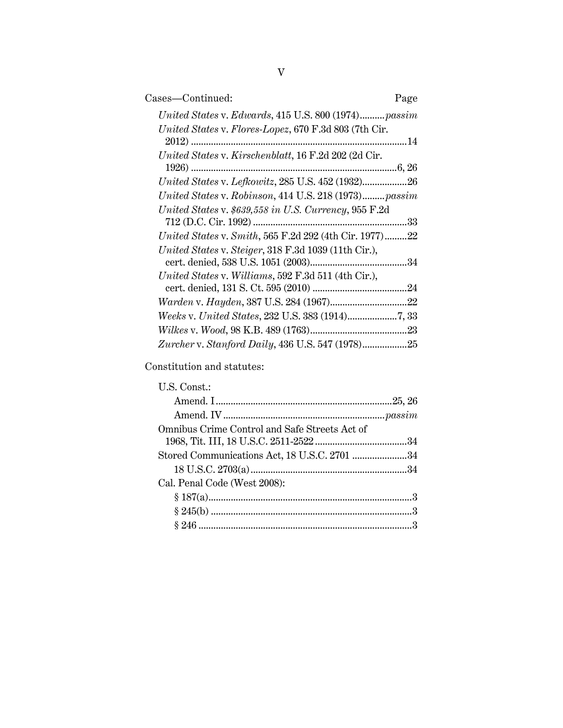Cases—Continued: Page

*United States* v. *Edwards*, 415 U.S. 800 (1974) .......... *passim*

*United States* v. *Flores-Lopez*, 670 F.3d 803 (7th Cir. 2012) ........................................................................ 14

*United States* v. *Kirschenblatt*, 16 F.2d 202 (2d Cir. 1926) ....................................................................... 6, 26

*United States* v. *Lefkowitz*, 285 U.S. 452 (1932) .................. 26

*United States* v. *Robinson*, 414 U.S. 218 (1973) ......... *passim*

*United States* v. *$639,558 in U.S. Currency*, 955 F.2d 712 (D.C. Cir. 1992) .............................................................. 33

*United States* v. *Smith*, 565 F.2d 292 (4th Cir. 1977) ......... 22

*United States* v. *Steiger*, 318 F.3d 1039 (11th Cir.), cert. denied, 538 U.S. 1051 (2003) ....................................... 34

*United States* v. *Williams*, 592 F.3d 511 (4th Cir.), cert. denied, 131 S. Ct. 595 (2010) ...................................... 24

*Warden* v. *Hayden*, 387 U.S. 284 (1967) ............................... 22

*Weeks* v. *United States*, 232 U.S. 383 (1914) .................... 7, 33

*Wilkes* v. *Wood*, 98 K.B. 489 (1763) ....................................... 23

*Zurcher* v. *Stanford Daily*, 436 U.S. 547 (1978) .................. 25

Constitution and statutes:

U.S. Const.:

- Amend. I ...................................................................... 25, 26
- Amend. IV ................................................................ *passim*

Omnibus Crime Control and Safe Streets Act of 1968, Tit. III, 18 U.S.C. 2511-2522 ..................................... 34

Stored Communications Act, 18 U.S.C. 2701 ...................... 34

- 18 U.S.C. 2703(a) .............................................................. 34

Cal. Penal Code (West 2008):

- § 187(a) ................................................................................. 3
- § 245(b) ................................................................................ 3
- § 246 ..................................................................................... 3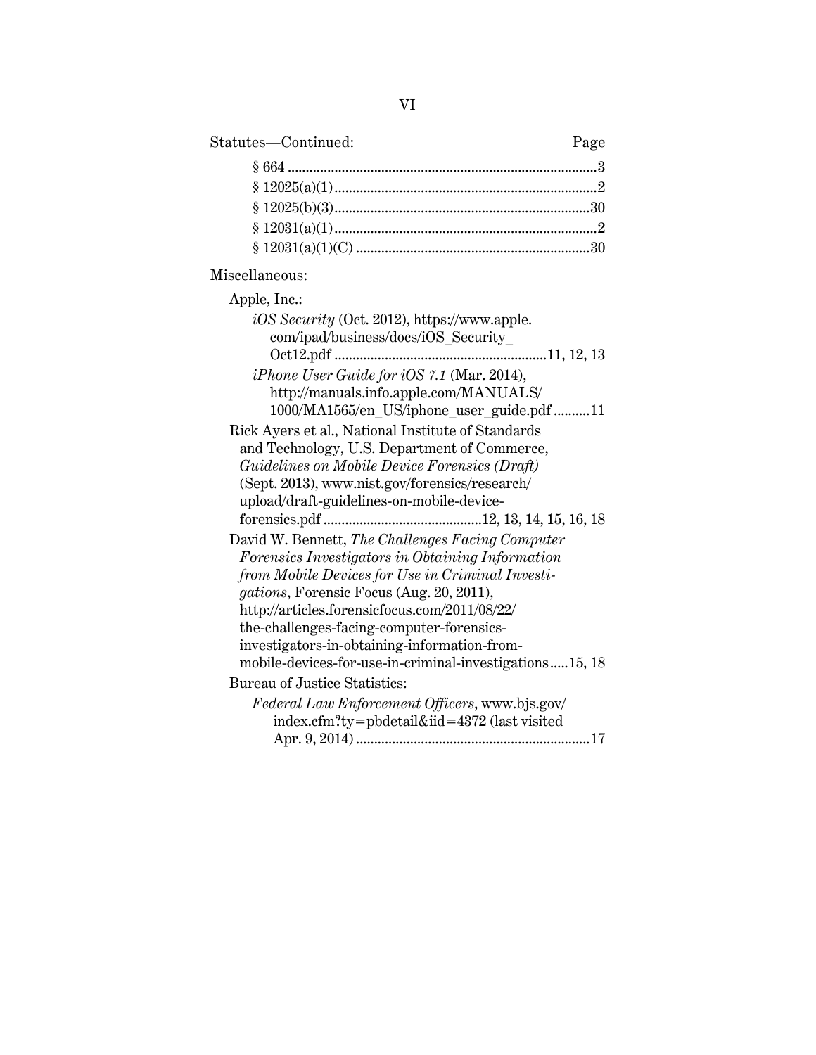Statutes—Continued: Page

§ 664 ....................................................................................3

§ 12025(a)(1)........................................................................2

§ 12025(b)(3)......................................................................30

§ 12031(a)(1)........................................................................2

§ 12031(a)(1)(C) ................................................................30

Miscellaneous:

Apple, Inc.:

*iOS Security* (Oct. 2012), https://www.apple.com/ipad/business/docs/iOS_Security_Oct12.pdf ..........................................................11, 12, 13

*iPhone User Guide for iOS 7.1* (Mar. 2014), http://manuals.info.apple.com/MANUALS/1000/MA1565/en_US/iphone_user_guide.pdf ..........11

Rick Ayers et al., National Institute of Standards and Technology, U.S. Department of Commerce, *Guidelines on Mobile Device Forensics (Draft)* (Sept. 2013), www.nist.gov/forensics/research/upload/draft-guidelines-on-mobile-device-forensics.pdf ...........................................12, 13, 14, 15, 16, 18

David W. Bennett, *The Challenges Facing Computer Forensics Investigators in Obtaining Information from Mobile Devices for Use in Criminal Investigations*, Forensic Focus (Aug. 20, 2011), http://articles.forensicfocus.com/2011/08/22/the-challenges-facing-computer-forensics-investigators-in-obtaining-information-from-mobile-devices-for-use-in-criminal-investigations.....15, 18

Bureau of Justice Statistics:

*Federal Law Enforcement Officers*, www.bjs.gov/index.cfm?ty=pbdetail&iid=4372 (last visited Apr. 9, 2014) ................................................................17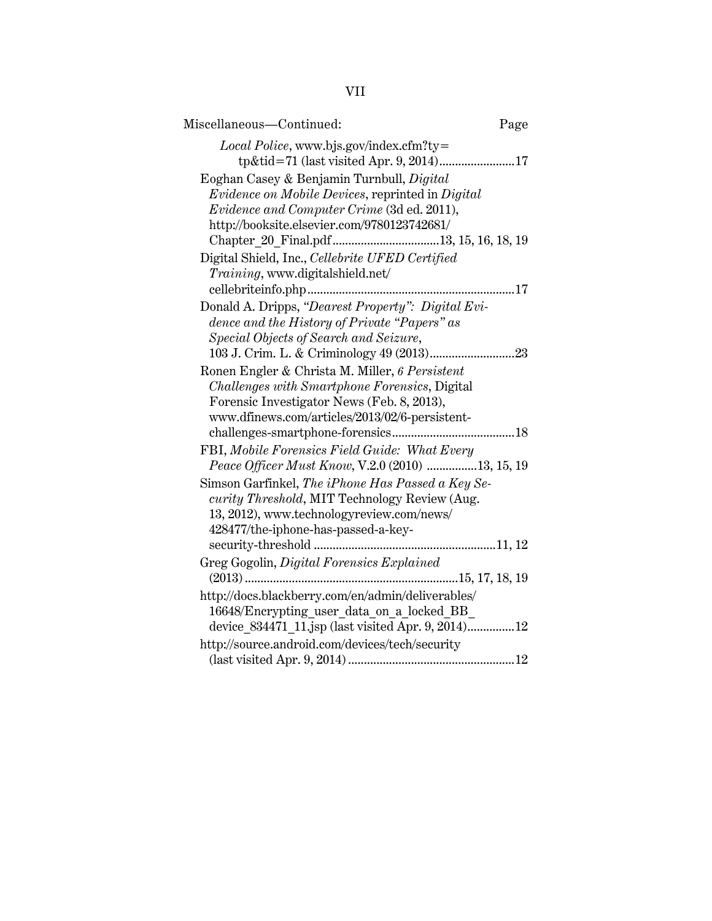Miscellaneous—Continued: Page

*Local Police*, www.bjs.gov/index.cfm?ty=tp&tid=71 (last visited Apr. 9, 2014)........................17

Eoghan Casey & Benjamin Turnbull, *Digital Evidence on Mobile Devices*, reprinted in *Digital Evidence and Computer Crime* (3d ed. 2011), http://booksite.elsevier.com/9780123742681/Chapter_20_Final.pdf..................................13, 15, 16, 18, 19

Digital Shield, Inc., *Cellebrite UFED Certified Training*, www.digitalshield.net/cellebriteinfo.php..................................................................17

Donald A. Dripps, *"Dearest Property": Digital Evidence and the History of Private "Papers" as Special Objects of Search and Seizure*, 103 J. Crim. L. & Criminology 49 (2013)...........................23

Ronen Engler & Christa M. Miller, *6 Persistent Challenges with Smartphone Forensics*, Digital Forensic Investigator News (Feb. 8, 2013), www.dfinews.com/articles/2013/02/6-persistent-challenges-smartphone-forensics.......................................18

FBI, *Mobile Forensics Field Guide: What Every Peace Officer Must Know*, V.2.0 (2010) ................13, 15, 19

Simson Garfinkel, *The iPhone Has Passed a Key Security Threshold*, MIT Technology Review (Aug. 13, 2012), www.technologyreview.com/news/428477/the-iphone-has-passed-a-key-security-threshold ..........................................................11, 12

Greg Gogolin, *Digital Forensics Explained* (2013) ....................................................................15, 17, 18, 19

http://docs.blackberry.com/en/admin/deliverables/16648/Encrypting_user_data_on_a_locked_BB_device_834471_11.jsp (last visited Apr. 9, 2014)...............12

http://source.android.com/devices/tech/security (last visited Apr. 9, 2014) ....................................................12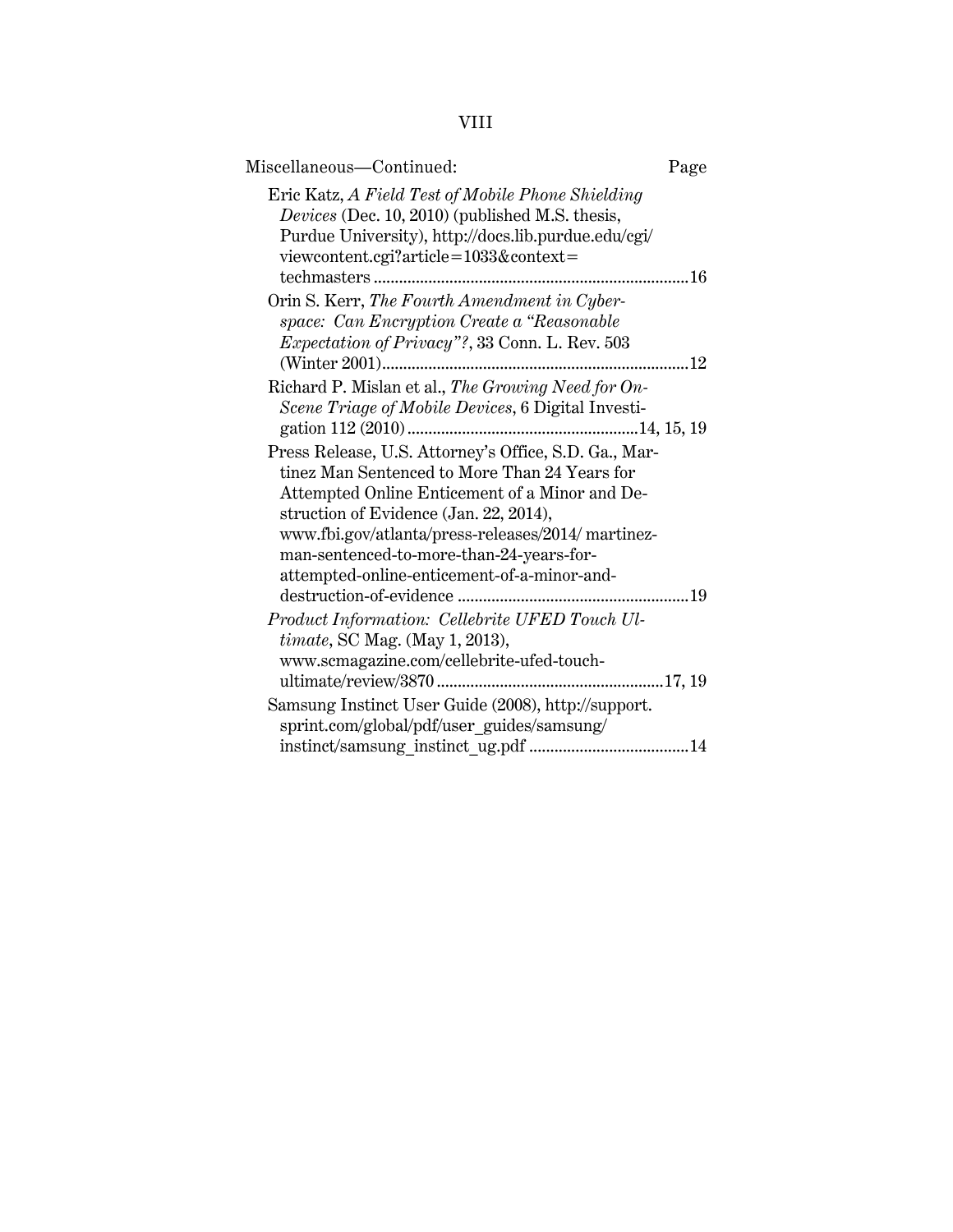Miscellaneous—Continued: Page

Eric Katz, *A Field Test of Mobile Phone Shielding Devices* (Dec. 10, 2010) (published M.S. thesis, Purdue University), http://docs.lib.purdue.edu/cgi/viewcontent.cgi?article=1033&context=techmasters ....16

Orin S. Kerr, *The Fourth Amendment in Cyberspace: Can Encryption Create a "Reasonable Expectation of Privacy"?*, 33 Conn. L. Rev. 503 (Winter 2001) ....12

Richard P. Mislan et al., *The Growing Need for On-Scene Triage of Mobile Devices*, 6 Digital Investigation 112 (2010) ....14, 15, 19

Press Release, U.S. Attorney's Office, S.D. Ga., Martinez Man Sentenced to More Than 24 Years for Attempted Online Enticement of a Minor and Destruction of Evidence (Jan. 22, 2014), www.fbi.gov/atlanta/press-releases/2014/ martinez-man-sentenced-to-more-than-24-years-for-attempted-online-enticement-of-a-minor-and-destruction-of-evidence ....19

*Product Information: Cellebrite UFED Touch Ultimate*, SC Mag. (May 1, 2013), www.scmagazine.com/cellebrite-ufed-touch-ultimate/review/3870 ....17, 19

Samsung Instinct User Guide (2008), http://support.sprint.com/global/pdf/user_guides/samsung/instinct/samsung_instinct_ug.pdf ....14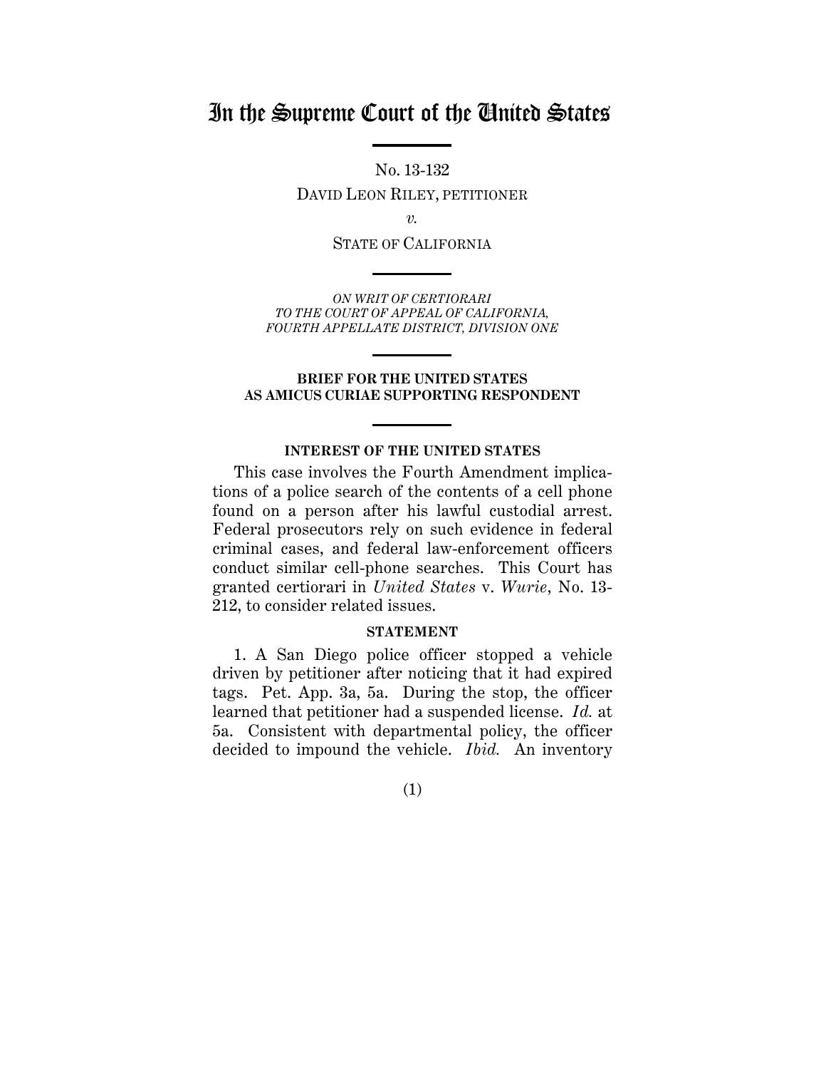# In the Supreme Court of the United States

No. 13-132

DAVID LEON RILEY, PETITIONER

*v.*

STATE OF CALIFORNIA

*ON WRIT OF CERTIORARI TO THE COURT OF APPEAL OF CALIFORNIA, FOURTH APPELLATE DISTRICT, DIVISION ONE*

**BRIEF FOR THE UNITED STATES AS AMICUS CURIAE SUPPORTING RESPONDENT**

## INTEREST OF THE UNITED STATES

This case involves the Fourth Amendment implications of a police search of the contents of a cell phone found on a person after his lawful custodial arrest. Federal prosecutors rely on such evidence in federal criminal cases, and federal law-enforcement officers conduct similar cell-phone searches. This Court has granted certiorari in *United States* v. *Wurie*, No. 13-212, to consider related issues.

## STATEMENT

1. A San Diego police officer stopped a vehicle driven by petitioner after noticing that it had expired tags. Pet. App. 3a, 5a. During the stop, the officer learned that petitioner had a suspended license. *Id.* at 5a. Consistent with departmental policy, the officer decided to impound the vehicle. *Ibid.* An inventory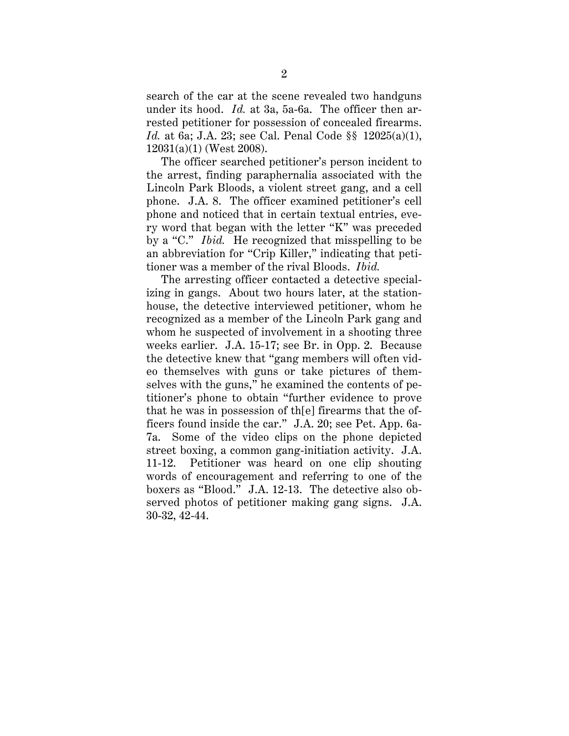search of the car at the scene revealed two handguns under its hood. *Id.* at 3a, 5a-6a. The officer then arrested petitioner for possession of concealed firearms. *Id.* at 6a; J.A. 23; see Cal. Penal Code §§ 12025(a)(1), 12031(a)(1) (West 2008).

The officer searched petitioner's person incident to the arrest, finding paraphernalia associated with the Lincoln Park Bloods, a violent street gang, and a cell phone. J.A. 8. The officer examined petitioner's cell phone and noticed that in certain textual entries, every word that began with the letter "K" was preceded by a "C." *Ibid.* He recognized that misspelling to be an abbreviation for "Crip Killer," indicating that petitioner was a member of the rival Bloods. *Ibid.*

The arresting officer contacted a detective specializing in gangs. About two hours later, at the stationhouse, the detective interviewed petitioner, whom he recognized as a member of the Lincoln Park gang and whom he suspected of involvement in a shooting three weeks earlier. J.A. 15-17; see Br. in Opp. 2. Because the detective knew that "gang members will often video themselves with guns or take pictures of themselves with the guns," he examined the contents of petitioner's phone to obtain "further evidence to prove that he was in possession of th[e] firearms that the officers found inside the car." J.A. 20; see Pet. App. 6a-7a. Some of the video clips on the phone depicted street boxing, a common gang-initiation activity. J.A. 11-12. Petitioner was heard on one clip shouting words of encouragement and referring to one of the boxers as "Blood." J.A. 12-13. The detective also observed photos of petitioner making gang signs. J.A. 30-32, 42-44.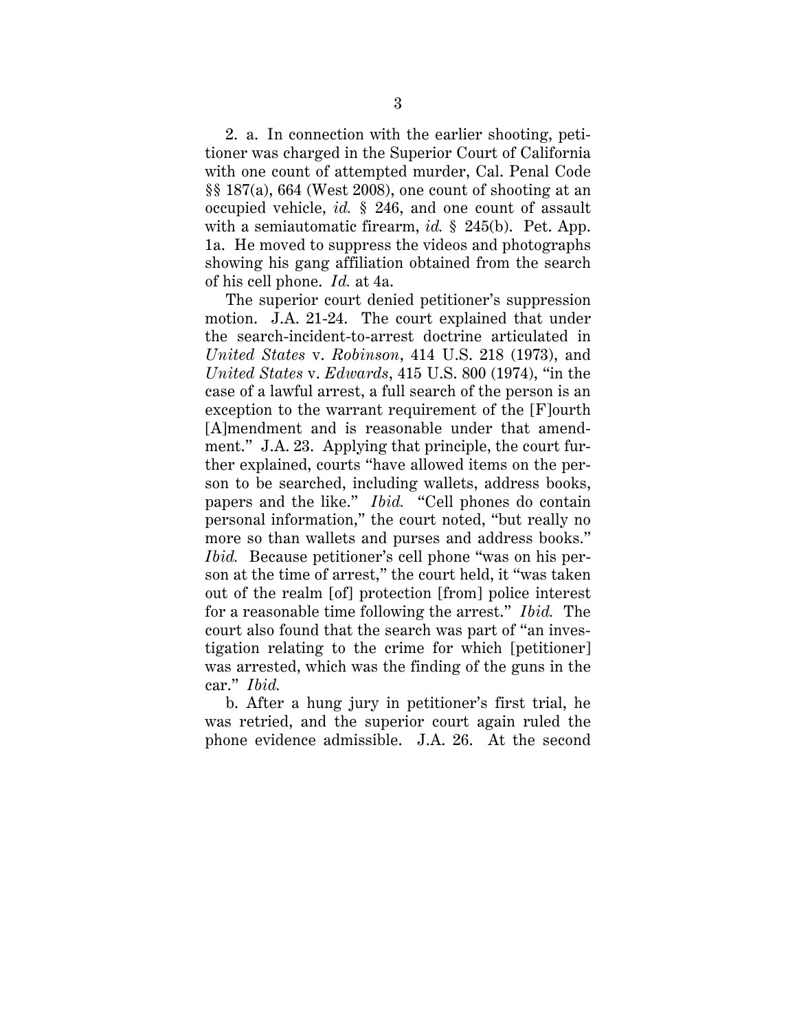2. a. In connection with the earlier shooting, petitioner was charged in the Superior Court of California with one count of attempted murder, Cal. Penal Code §§ 187(a), 664 (West 2008), one count of shooting at an occupied vehicle, *id.* § 246, and one count of assault with a semiautomatic firearm, *id.* § 245(b). Pet. App. 1a. He moved to suppress the videos and photographs showing his gang affiliation obtained from the search of his cell phone. *Id.* at 4a.

The superior court denied petitioner's suppression motion. J.A. 21-24. The court explained that under the search-incident-to-arrest doctrine articulated in *United States* v. *Robinson*, 414 U.S. 218 (1973), and *United States* v. *Edwards*, 415 U.S. 800 (1974), "in the case of a lawful arrest, a full search of the person is an exception to the warrant requirement of the [F]ourth [A]mendment and is reasonable under that amendment." J.A. 23. Applying that principle, the court further explained, courts "have allowed items on the person to be searched, including wallets, address books, papers and the like." *Ibid.* "Cell phones do contain personal information," the court noted, "but really no more so than wallets and purses and address books." *Ibid.* Because petitioner's cell phone "was on his person at the time of arrest," the court held, it "was taken out of the realm [of] protection [from] police interest for a reasonable time following the arrest." *Ibid.* The court also found that the search was part of "an investigation relating to the crime for which [petitioner] was arrested, which was the finding of the guns in the car." *Ibid.*

b. After a hung jury in petitioner's first trial, he was retried, and the superior court again ruled the phone evidence admissible. J.A. 26. At the second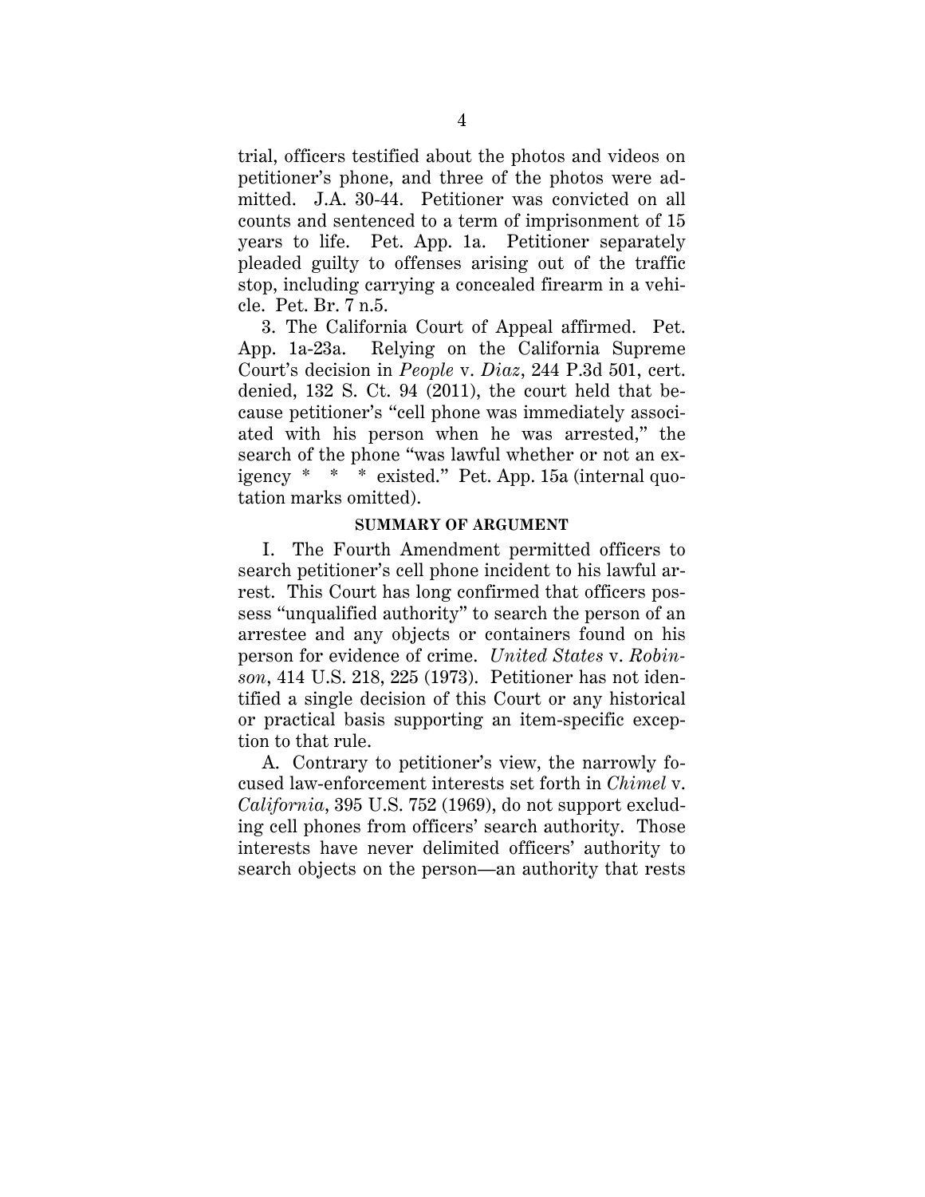trial, officers testified about the photos and videos on petitioner's phone, and three of the photos were admitted. J.A. 30-44. Petitioner was convicted on all counts and sentenced to a term of imprisonment of 15 years to life. Pet. App. 1a. Petitioner separately pleaded guilty to offenses arising out of the traffic stop, including carrying a concealed firearm in a vehicle. Pet. Br. 7 n.5.

3. The California Court of Appeal affirmed. Pet. App. 1a-23a. Relying on the California Supreme Court's decision in *People* v. *Diaz*, 244 P.3d 501, cert. denied, 132 S. Ct. 94 (2011), the court held that because petitioner's "cell phone was immediately associated with his person when he was arrested," the search of the phone "was lawful whether or not an exigency * * * existed." Pet. App. 15a (internal quotation marks omitted).

## SUMMARY OF ARGUMENT

I. The Fourth Amendment permitted officers to search petitioner's cell phone incident to his lawful arrest. This Court has long confirmed that officers possess "unqualified authority" to search the person of an arrestee and any objects or containers found on his person for evidence of crime. *United States* v. *Robinson*, 414 U.S. 218, 225 (1973). Petitioner has not identified a single decision of this Court or any historical or practical basis supporting an item-specific exception to that rule.

A. Contrary to petitioner's view, the narrowly focused law-enforcement interests set forth in *Chimel* v. *California*, 395 U.S. 752 (1969), do not support excluding cell phones from officers' search authority. Those interests have never delimited officers' authority to search objects on the person—an authority that rests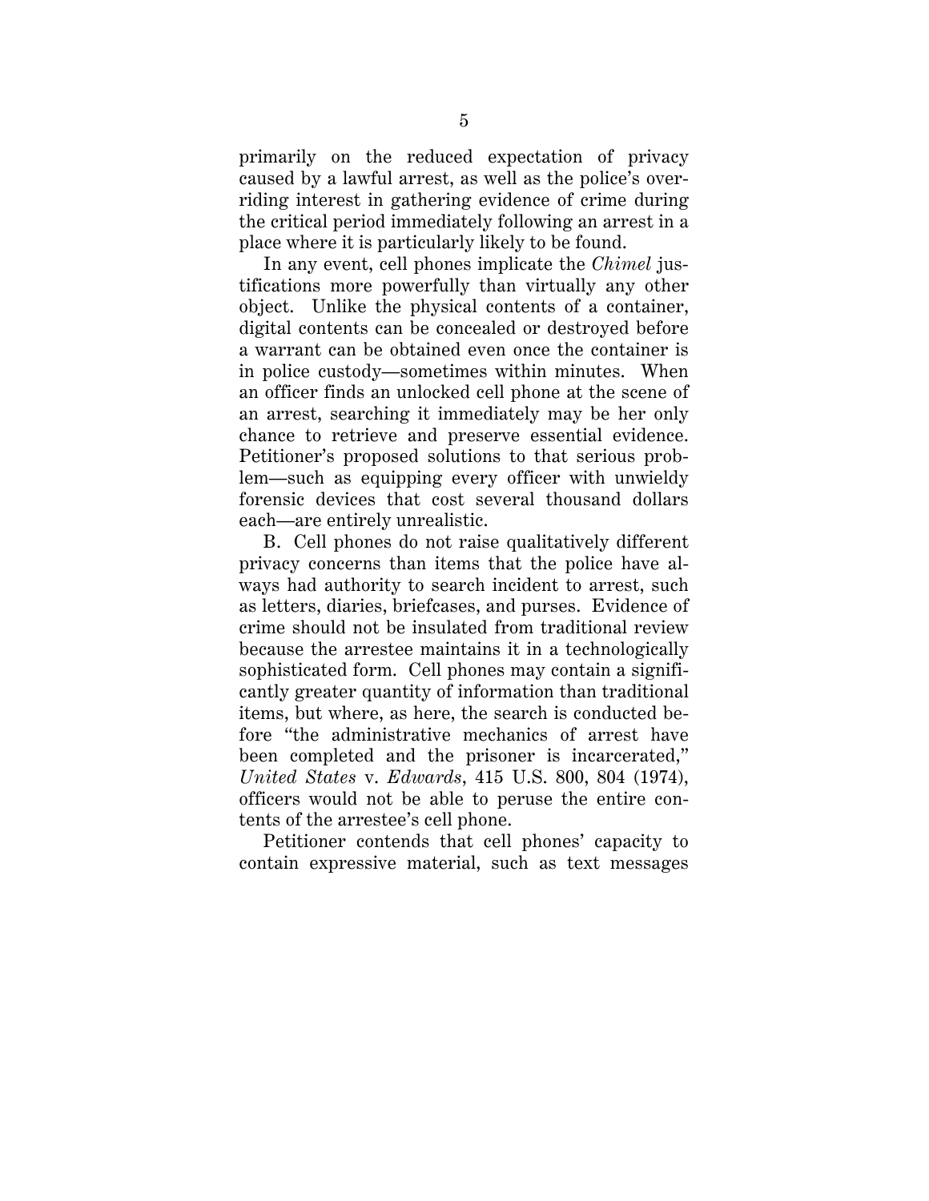primarily on the reduced expectation of privacy caused by a lawful arrest, as well as the police's overriding interest in gathering evidence of crime during the critical period immediately following an arrest in a place where it is particularly likely to be found.

In any event, cell phones implicate the *Chimel* justifications more powerfully than virtually any other object. Unlike the physical contents of a container, digital contents can be concealed or destroyed before a warrant can be obtained even once the container is in police custody—sometimes within minutes. When an officer finds an unlocked cell phone at the scene of an arrest, searching it immediately may be her only chance to retrieve and preserve essential evidence. Petitioner's proposed solutions to that serious problem—such as equipping every officer with unwieldy forensic devices that cost several thousand dollars each—are entirely unrealistic.

B. Cell phones do not raise qualitatively different privacy concerns than items that the police have always had authority to search incident to arrest, such as letters, diaries, briefcases, and purses. Evidence of crime should not be insulated from traditional review because the arrestee maintains it in a technologically sophisticated form. Cell phones may contain a significantly greater quantity of information than traditional items, but where, as here, the search is conducted before "the administrative mechanics of arrest have been completed and the prisoner is incarcerated," *United States* v. *Edwards*, 415 U.S. 800, 804 (1974), officers would not be able to peruse the entire contents of the arrestee's cell phone.

Petitioner contends that cell phones' capacity to contain expressive material, such as text messages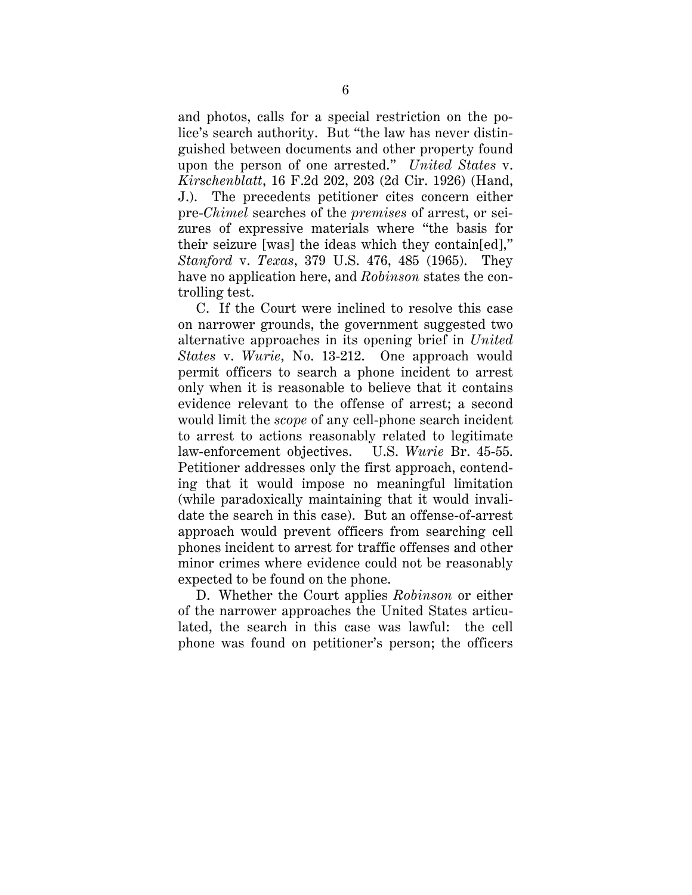and photos, calls for a special restriction on the police's search authority. But "the law has never distinguished between documents and other property found upon the person of one arrested." *United States* v. *Kirschenblatt*, 16 F.2d 202, 203 (2d Cir. 1926) (Hand, J.). The precedents petitioner cites concern either pre-*Chimel* searches of the *premises* of arrest, or seizures of expressive materials where "the basis for their seizure [was] the ideas which they contain[ed]," *Stanford* v. *Texas*, 379 U.S. 476, 485 (1965). They have no application here, and *Robinson* states the controlling test.

C. If the Court were inclined to resolve this case on narrower grounds, the government suggested two alternative approaches in its opening brief in *United States* v. *Wurie*, No. 13-212. One approach would permit officers to search a phone incident to arrest only when it is reasonable to believe that it contains evidence relevant to the offense of arrest; a second would limit the *scope* of any cell-phone search incident to arrest to actions reasonably related to legitimate law-enforcement objectives. U.S. *Wurie* Br. 45-55. Petitioner addresses only the first approach, contending that it would impose no meaningful limitation (while paradoxically maintaining that it would invalidate the search in this case). But an offense-of-arrest approach would prevent officers from searching cell phones incident to arrest for traffic offenses and other minor crimes where evidence could not be reasonably expected to be found on the phone.

D. Whether the Court applies *Robinson* or either of the narrower approaches the United States articulated, the search in this case was lawful: the cell phone was found on petitioner's person; the officers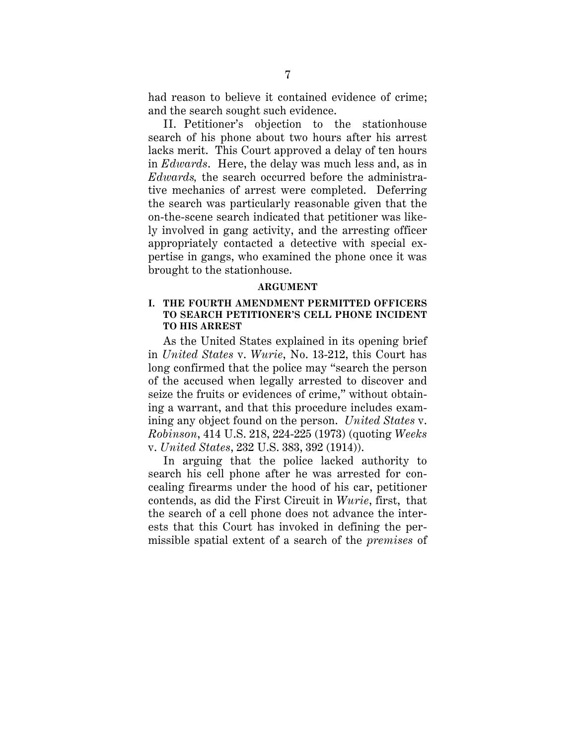had reason to believe it contained evidence of crime; and the search sought such evidence.

II. Petitioner's objection to the stationhouse search of his phone about two hours after his arrest lacks merit. This Court approved a delay of ten hours in *Edwards*. Here, the delay was much less and, as in *Edwards,* the search occurred before the administrative mechanics of arrest were completed. Deferring the search was particularly reasonable given that the on-the-scene search indicated that petitioner was likely involved in gang activity, and the arresting officer appropriately contacted a detective with special expertise in gangs, who examined the phone once it was brought to the stationhouse.

## ARGUMENT

### I. THE FOURTH AMENDMENT PERMITTED OFFICERS TO SEARCH PETITIONER'S CELL PHONE INCIDENT TO HIS ARREST

As the United States explained in its opening brief in *United States* v. *Wurie*, No. 13-212, this Court has long confirmed that the police may "search the person of the accused when legally arrested to discover and seize the fruits or evidences of crime," without obtaining a warrant, and that this procedure includes examining any object found on the person. *United States* v. *Robinson*, 414 U.S. 218, 224-225 (1973) (quoting *Weeks* v. *United States*, 232 U.S. 383, 392 (1914)).

In arguing that the police lacked authority to search his cell phone after he was arrested for concealing firearms under the hood of his car, petitioner contends, as did the First Circuit in *Wurie*, first, that the search of a cell phone does not advance the interests that this Court has invoked in defining the permissible spatial extent of a search of the *premises* of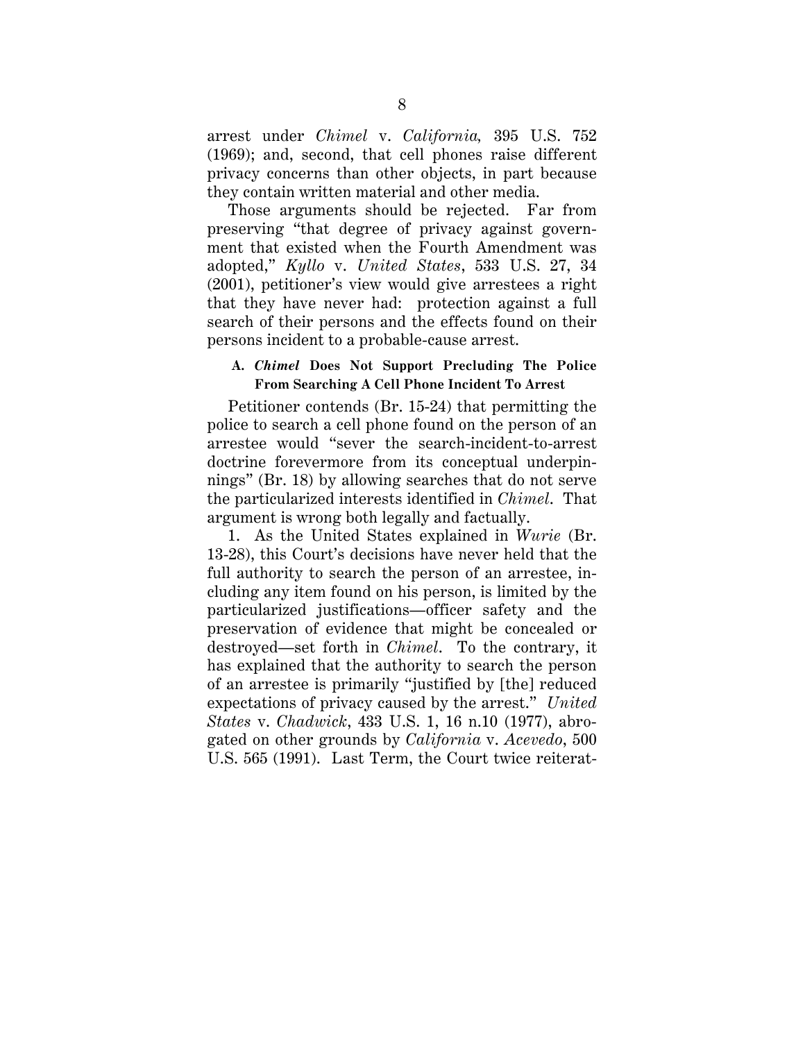arrest under *Chimel* v. *California,* 395 U.S. 752 (1969); and, second, that cell phones raise different privacy concerns than other objects, in part because they contain written material and other media.

Those arguments should be rejected. Far from preserving "that degree of privacy against government that existed when the Fourth Amendment was adopted," *Kyllo* v. *United States*, 533 U.S. 27, 34 (2001), petitioner's view would give arrestees a right that they have never had: protection against a full search of their persons and the effects found on their persons incident to a probable-cause arrest.

### A. *Chimel* Does Not Support Precluding The Police From Searching A Cell Phone Incident To Arrest

Petitioner contends (Br. 15-24) that permitting the police to search a cell phone found on the person of an arrestee would "sever the search-incident-to-arrest doctrine forevermore from its conceptual underpinnings" (Br. 18) by allowing searches that do not serve the particularized interests identified in *Chimel*. That argument is wrong both legally and factually.

1. As the United States explained in *Wurie* (Br. 13-28), this Court's decisions have never held that the full authority to search the person of an arrestee, including any item found on his person, is limited by the particularized justifications—officer safety and the preservation of evidence that might be concealed or destroyed—set forth in *Chimel*. To the contrary, it has explained that the authority to search the person of an arrestee is primarily "justified by [the] reduced expectations of privacy caused by the arrest." *United States* v. *Chadwick*, 433 U.S. 1, 16 n.10 (1977), abrogated on other grounds by *California* v. *Acevedo*, 500 U.S. 565 (1991). Last Term, the Court twice reiterat-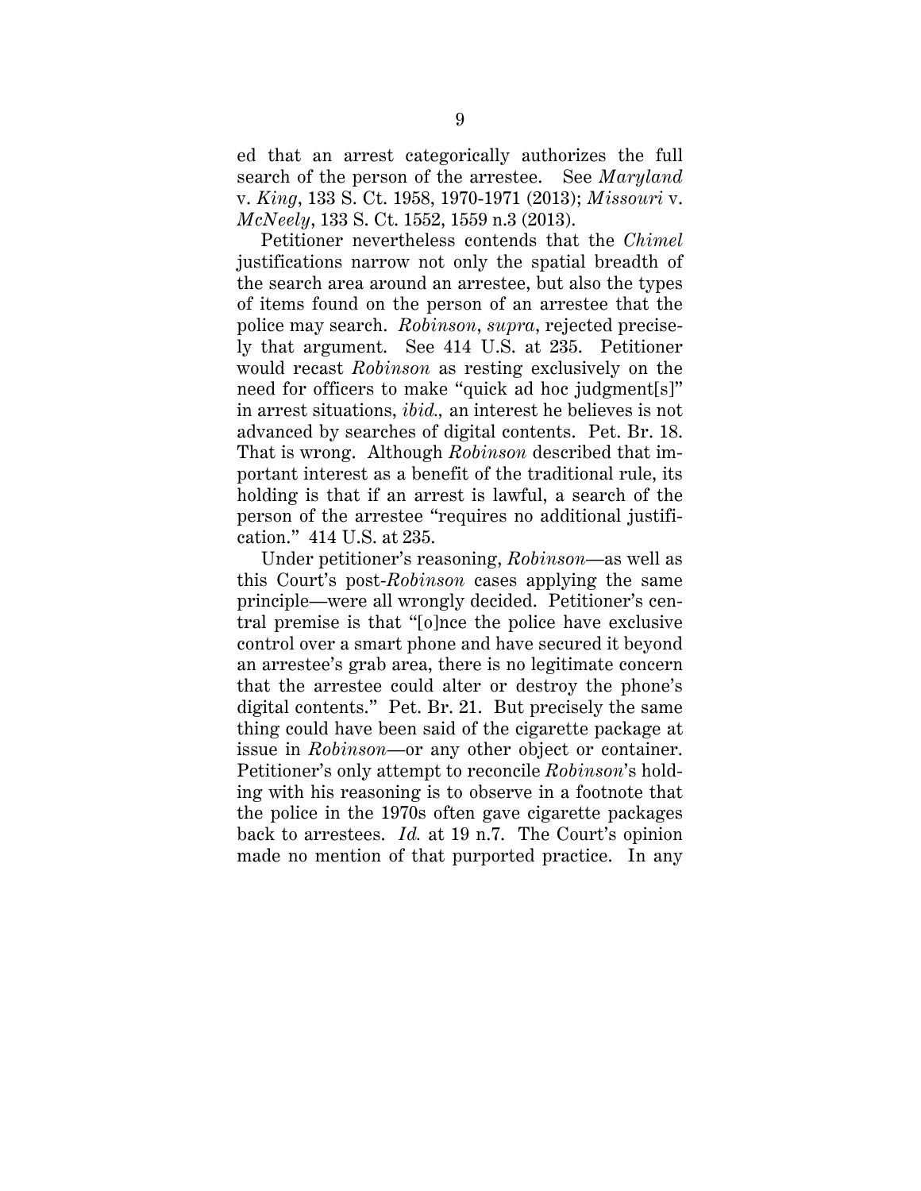ed that an arrest categorically authorizes the full search of the person of the arrestee. See *Maryland* v. *King*, 133 S. Ct. 1958, 1970-1971 (2013); *Missouri* v. *McNeely*, 133 S. Ct. 1552, 1559 n.3 (2013).

Petitioner nevertheless contends that the *Chimel* justifications narrow not only the spatial breadth of the search area around an arrestee, but also the types of items found on the person of an arrestee that the police may search. *Robinson*, *supra*, rejected precisely that argument. See 414 U.S. at 235. Petitioner would recast *Robinson* as resting exclusively on the need for officers to make "quick ad hoc judgment[s]" in arrest situations, *ibid.,* an interest he believes is not advanced by searches of digital contents. Pet. Br. 18. That is wrong. Although *Robinson* described that important interest as a benefit of the traditional rule, its holding is that if an arrest is lawful, a search of the person of the arrestee "requires no additional justification." 414 U.S. at 235.

Under petitioner's reasoning, *Robinson*—as well as this Court's post-*Robinson* cases applying the same principle—were all wrongly decided. Petitioner's central premise is that "[o]nce the police have exclusive control over a smart phone and have secured it beyond an arrestee's grab area, there is no legitimate concern that the arrestee could alter or destroy the phone's digital contents." Pet. Br. 21. But precisely the same thing could have been said of the cigarette package at issue in *Robinson*—or any other object or container. Petitioner's only attempt to reconcile *Robinson*'s holding with his reasoning is to observe in a footnote that the police in the 1970s often gave cigarette packages back to arrestees. *Id.* at 19 n.7. The Court's opinion made no mention of that purported practice. In any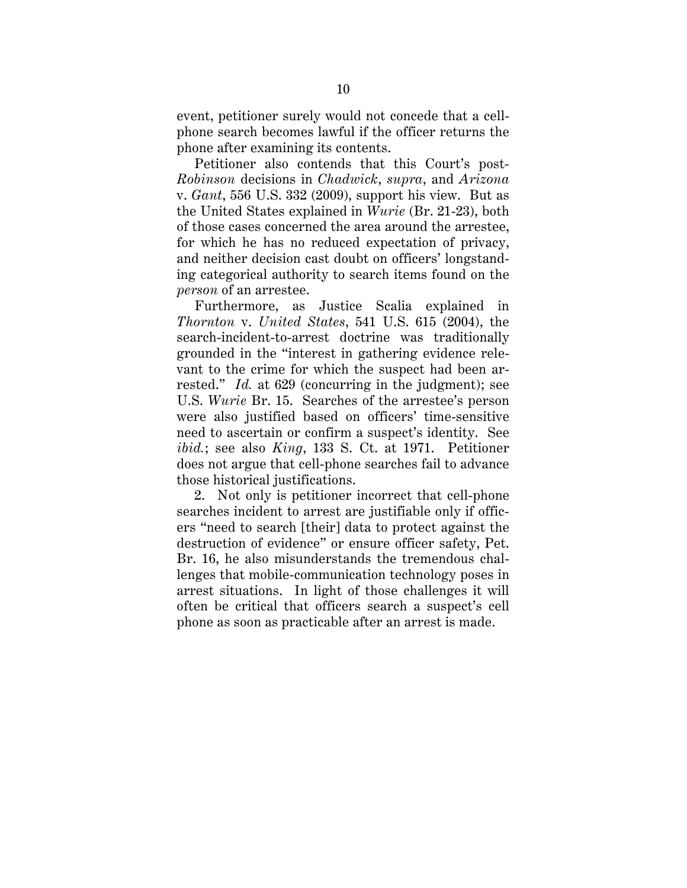event, petitioner surely would not concede that a cell-phone search becomes lawful if the officer returns the phone after examining its contents.

Petitioner also contends that this Court's post-*Robinson* decisions in *Chadwick*, *supra*, and *Arizona* v. *Gant*, 556 U.S. 332 (2009), support his view. But as the United States explained in *Wurie* (Br. 21-23), both of those cases concerned the area around the arrestee, for which he has no reduced expectation of privacy, and neither decision cast doubt on officers' longstanding categorical authority to search items found on the *person* of an arrestee.

Furthermore, as Justice Scalia explained in *Thornton* v. *United States*, 541 U.S. 615 (2004), the search-incident-to-arrest doctrine was traditionally grounded in the "interest in gathering evidence relevant to the crime for which the suspect had been arrested." *Id.* at 629 (concurring in the judgment); see U.S. *Wurie* Br. 15. Searches of the arrestee's person were also justified based on officers' time-sensitive need to ascertain or confirm a suspect's identity. See *ibid.*; see also *King*, 133 S. Ct. at 1971. Petitioner does not argue that cell-phone searches fail to advance those historical justifications.

2. Not only is petitioner incorrect that cell-phone searches incident to arrest are justifiable only if officers "need to search [their] data to protect against the destruction of evidence" or ensure officer safety, Pet. Br. 16, he also misunderstands the tremendous challenges that mobile-communication technology poses in arrest situations. In light of those challenges it will often be critical that officers search a suspect's cell phone as soon as practicable after an arrest is made.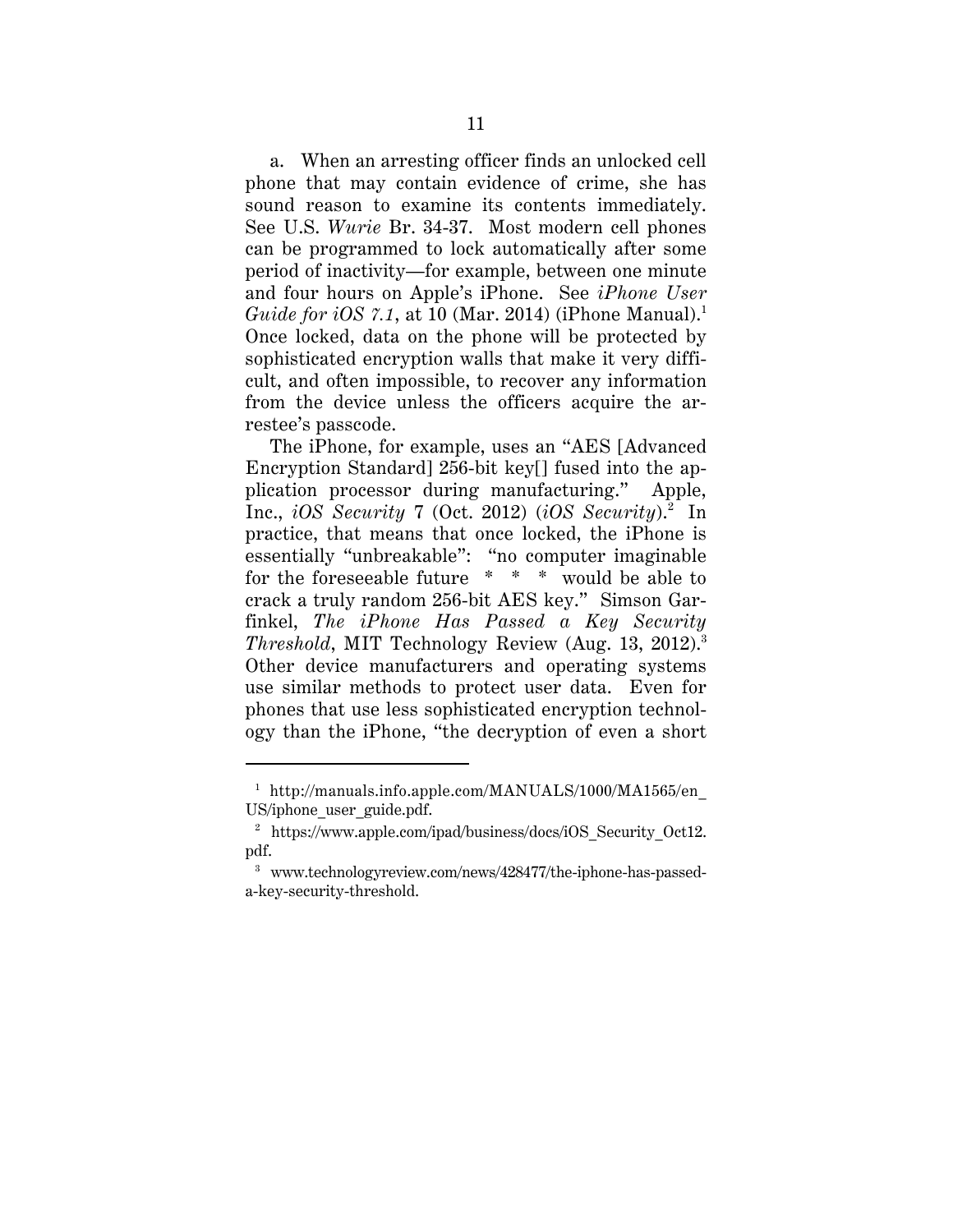a. When an arresting officer finds an unlocked cell phone that may contain evidence of crime, she has sound reason to examine its contents immediately. See U.S. *Wurie* Br. 34-37. Most modern cell phones can be programmed to lock automatically after some period of inactivity—for example, between one minute and four hours on Apple's iPhone. See *iPhone User Guide for iOS 7.1*, at 10 (Mar. 2014) (iPhone Manual).[1] Once locked, data on the phone will be protected by sophisticated encryption walls that make it very difficult, and often impossible, to recover any information from the device unless the officers acquire the arrestee's passcode.

The iPhone, for example, uses an "AES [Advanced Encryption Standard] 256-bit key[] fused into the application processor during manufacturing." Apple, Inc., *iOS Security* 7 (Oct. 2012) (*iOS Security*).[2] In practice, that means that once locked, the iPhone is essentially "unbreakable": "no computer imaginable for the foreseeable future \* \* \* would be able to crack a truly random 256-bit AES key." Simson Garfinkel, *The iPhone Has Passed a Key Security Threshold*, MIT Technology Review (Aug. 13, 2012).[3] Other device manufacturers and operating systems use similar methods to protect user data. Even for phones that use less sophisticated encryption technology than the iPhone, "the decryption of even a short

---

[1] http://manuals.info.apple.com/MANUALS/1000/MA1565/en_US/iphone_user_guide.pdf.

[2] https://www.apple.com/ipad/business/docs/iOS_Security_Oct12.pdf.

[3] www.technologyreview.com/news/428477/the-iphone-has-passed-a-key-security-threshold.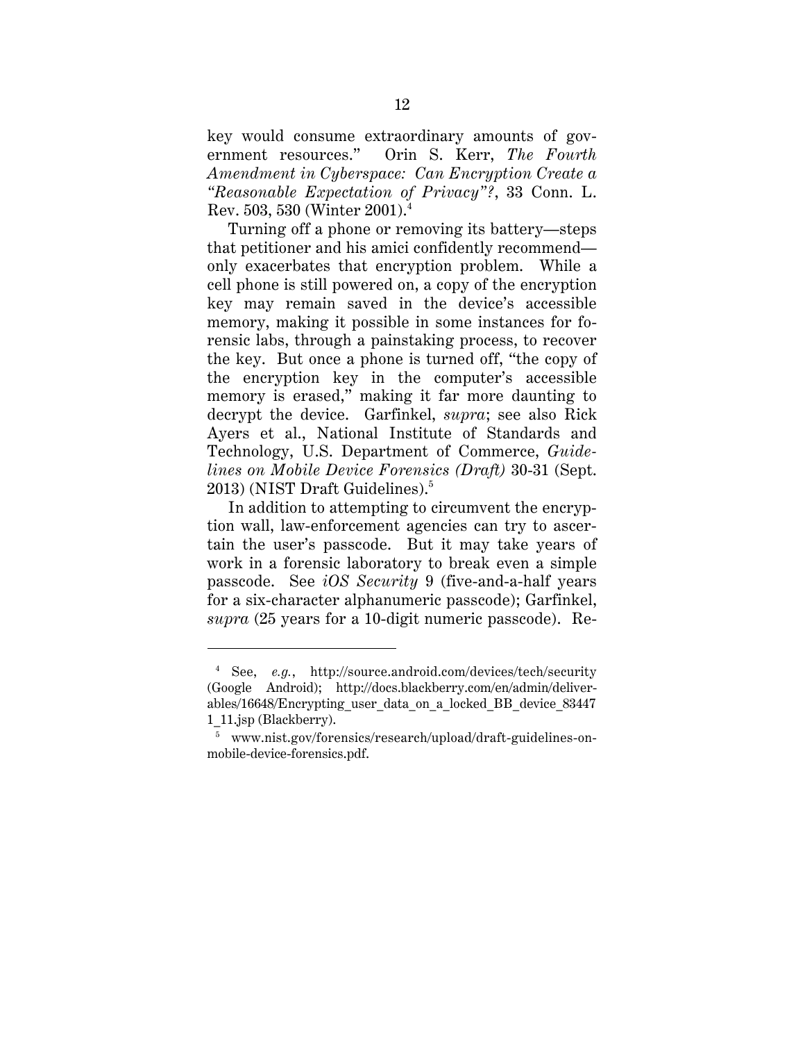key would consume extraordinary amounts of government resources." Orin S. Kerr, *The Fourth Amendment in Cyberspace: Can Encryption Create a "Reasonable Expectation of Privacy"?*, 33 Conn. L. Rev. 503, 530 (Winter 2001).[4]

Turning off a phone or removing its battery—steps that petitioner and his amici confidently recommend—only exacerbates that encryption problem. While a cell phone is still powered on, a copy of the encryption key may remain saved in the device's accessible memory, making it possible in some instances for forensic labs, through a painstaking process, to recover the key. But once a phone is turned off, "the copy of the encryption key in the computer's accessible memory is erased," making it far more daunting to decrypt the device. Garfinkel, *supra*; see also Rick Ayers et al., National Institute of Standards and Technology, U.S. Department of Commerce, *Guidelines on Mobile Device Forensics (Draft)* 30-31 (Sept. 2013) (NIST Draft Guidelines).[5]

In addition to attempting to circumvent the encryption wall, law-enforcement agencies can try to ascertain the user's passcode. But it may take years of work in a forensic laboratory to break even a simple passcode. See *iOS Security* 9 (five-and-a-half years for a six-character alphanumeric passcode); Garfinkel, *supra* (25 years for a 10-digit numeric passcode). Re-

---

[4] See, *e.g.*, http://source.android.com/devices/tech/security (Google Android); http://docs.blackberry.com/en/admin/deliverables/16648/Encrypting_user_data_on_a_locked_BB_device_834471_11.jsp (Blackberry).

[5] www.nist.gov/forensics/research/upload/draft-guidelines-on-mobile-device-forensics.pdf.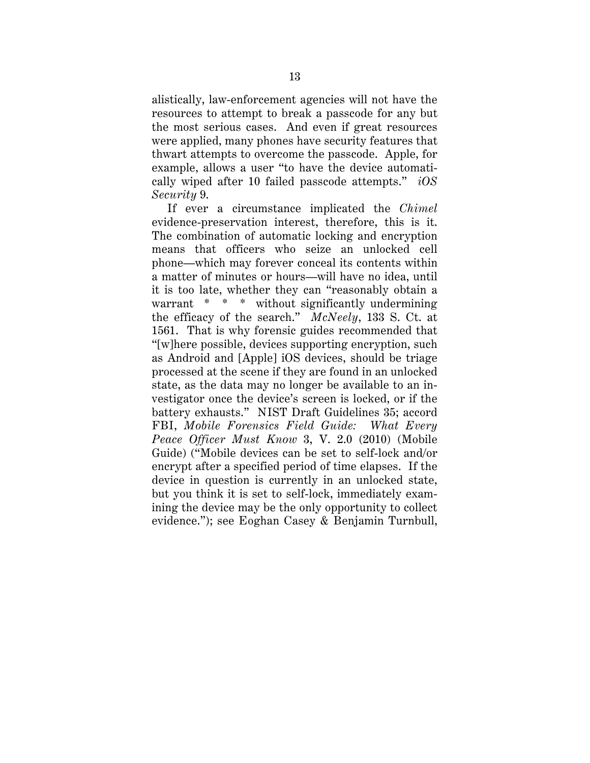alistically, law-enforcement agencies will not have the resources to attempt to break a passcode for any but the most serious cases. And even if great resources were applied, many phones have security features that thwart attempts to overcome the passcode. Apple, for example, allows a user "to have the device automatically wiped after 10 failed passcode attempts." *iOS Security* 9.

If ever a circumstance implicated the *Chimel* evidence-preservation interest, therefore, this is it. The combination of automatic locking and encryption means that officers who seize an unlocked cell phone—which may forever conceal its contents within a matter of minutes or hours—will have no idea, until it is too late, whether they can "reasonably obtain a warrant * * * without significantly undermining the efficacy of the search." *McNeely*, 133 S. Ct. at 1561. That is why forensic guides recommended that "[w]here possible, devices supporting encryption, such as Android and [Apple] iOS devices, should be triage processed at the scene if they are found in an unlocked state, as the data may no longer be available to an investigator once the device's screen is locked, or if the battery exhausts." NIST Draft Guidelines 35; accord FBI, *Mobile Forensics Field Guide: What Every Peace Officer Must Know* 3, V. 2.0 (2010) (Mobile Guide) ("Mobile devices can be set to self-lock and/or encrypt after a specified period of time elapses. If the device in question is currently in an unlocked state, but you think it is set to self-lock, immediately examining the device may be the only opportunity to collect evidence."); see Eoghan Casey & Benjamin Turnbull,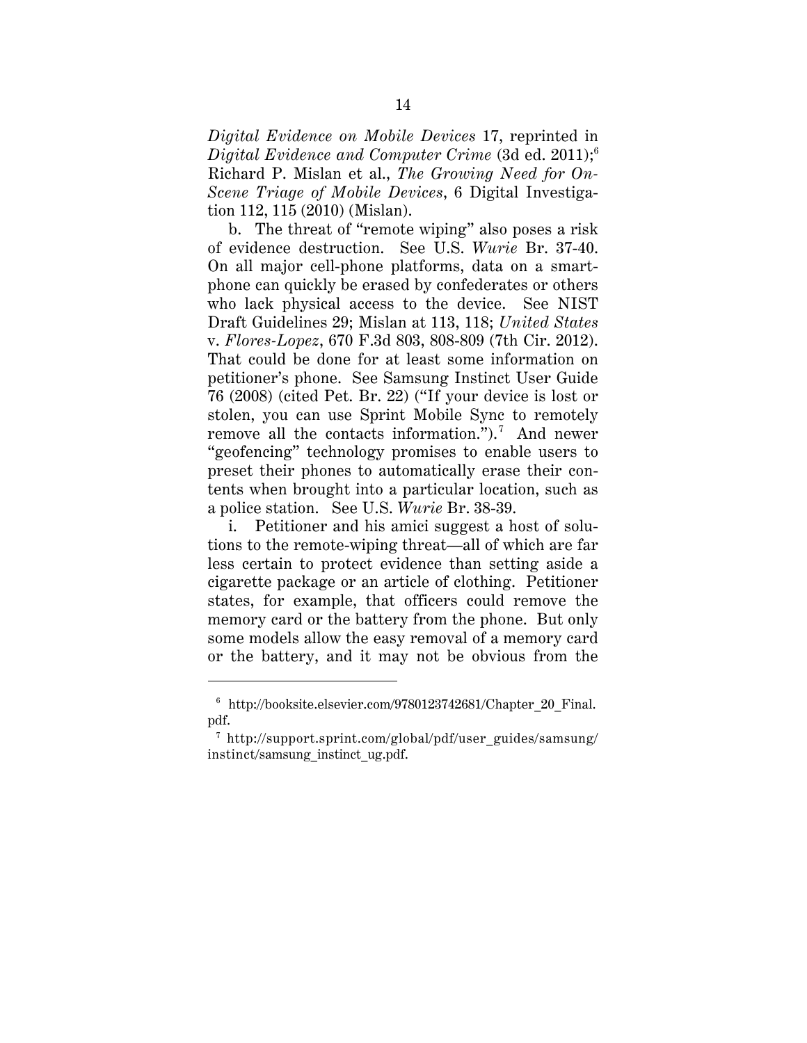*Digital Evidence on Mobile Devices* 17, reprinted in *Digital Evidence and Computer Crime* (3d ed. 2011);[6] Richard P. Mislan et al., *The Growing Need for On-Scene Triage of Mobile Devices*, 6 Digital Investigation 112, 115 (2010) (Mislan).

b. The threat of "remote wiping" also poses a risk of evidence destruction. See U.S. *Wurie* Br. 37-40. On all major cell-phone platforms, data on a smartphone can quickly be erased by confederates or others who lack physical access to the device. See NIST Draft Guidelines 29; Mislan at 113, 118; *United States* v. *Flores-Lopez*, 670 F.3d 803, 808-809 (7th Cir. 2012). That could be done for at least some information on petitioner's phone. See Samsung Instinct User Guide 76 (2008) (cited Pet. Br. 22) ("If your device is lost or stolen, you can use Sprint Mobile Sync to remotely remove all the contacts information.").[7] And newer "geofencing" technology promises to enable users to preset their phones to automatically erase their contents when brought into a particular location, such as a police station. See U.S. *Wurie* Br. 38-39.

i. Petitioner and his amici suggest a host of solutions to the remote-wiping threat—all of which are far less certain to protect evidence than setting aside a cigarette package or an article of clothing. Petitioner states, for example, that officers could remove the memory card or the battery from the phone. But only some models allow the easy removal of a memory card or the battery, and it may not be obvious from the

---

[6] http://booksite.elsevier.com/9780123742681/Chapter_20_Final.pdf.

[7] http://support.sprint.com/global/pdf/user_guides/samsung/instinct/samsung_instinct_ug.pdf.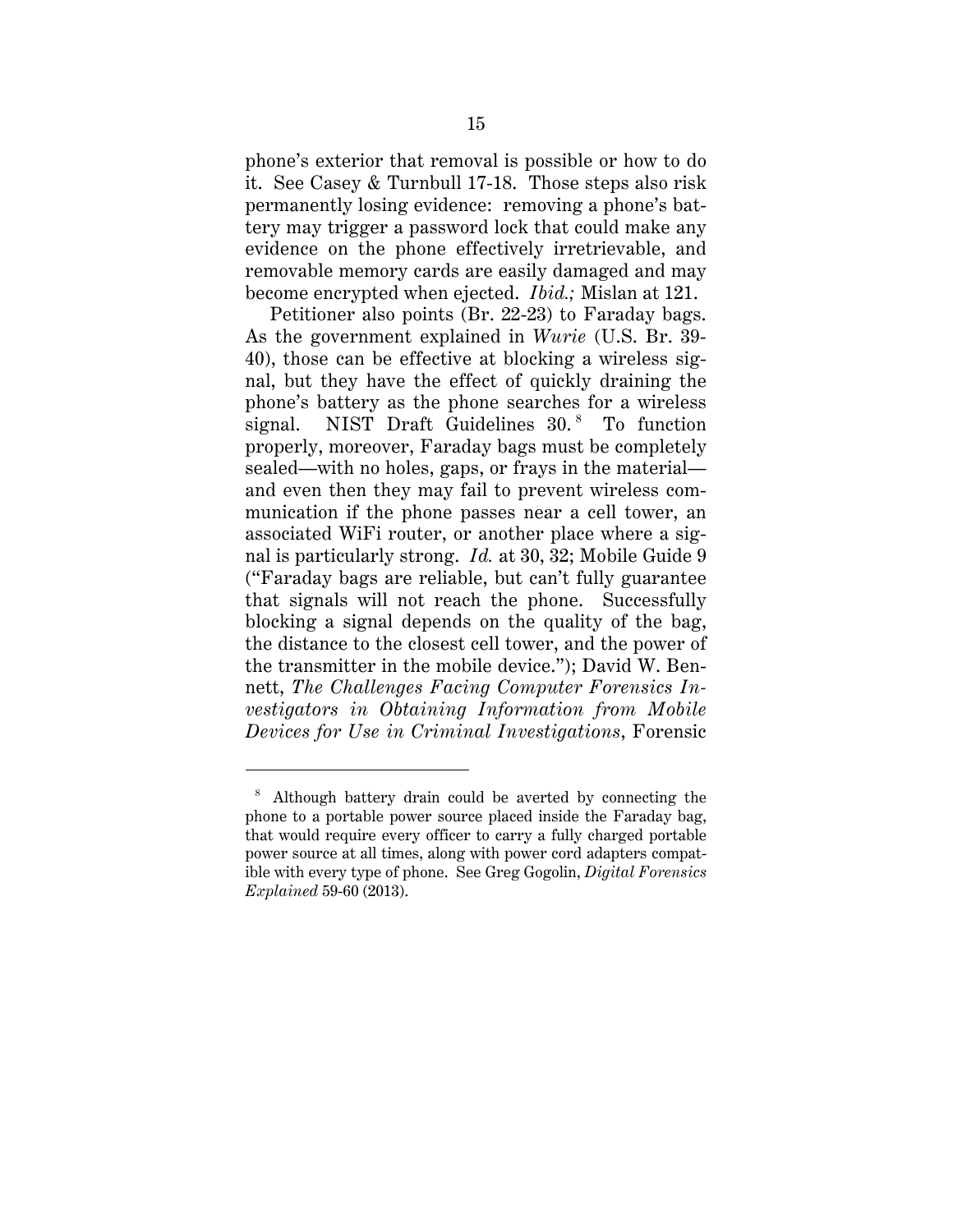phone's exterior that removal is possible or how to do it. See Casey & Turnbull 17-18. Those steps also risk permanently losing evidence: removing a phone's battery may trigger a password lock that could make any evidence on the phone effectively irretrievable, and removable memory cards are easily damaged and may become encrypted when ejected. *Ibid.;* Mislan at 121.

Petitioner also points (Br. 22-23) to Faraday bags. As the government explained in *Wurie* (U.S. Br. 39-40), those can be effective at blocking a wireless signal, but they have the effect of quickly draining the phone's battery as the phone searches for a wireless signal. NIST Draft Guidelines 30.[8] To function properly, moreover, Faraday bags must be completely sealed—with no holes, gaps, or frays in the material—and even then they may fail to prevent wireless communication if the phone passes near a cell tower, an associated WiFi router, or another place where a signal is particularly strong. *Id.* at 30, 32; Mobile Guide 9 ("Faraday bags are reliable, but can't fully guarantee that signals will not reach the phone. Successfully blocking a signal depends on the quality of the bag, the distance to the closest cell tower, and the power of the transmitter in the mobile device."); David W. Bennett, *The Challenges Facing Computer Forensics Investigators in Obtaining Information from Mobile Devices for Use in Criminal Investigations*, Forensic

---

[8] Although battery drain could be averted by connecting the phone to a portable power source placed inside the Faraday bag, that would require every officer to carry a fully charged portable power source at all times, along with power cord adapters compatible with every type of phone. See Greg Gogolin, *Digital Forensics Explained* 59-60 (2013).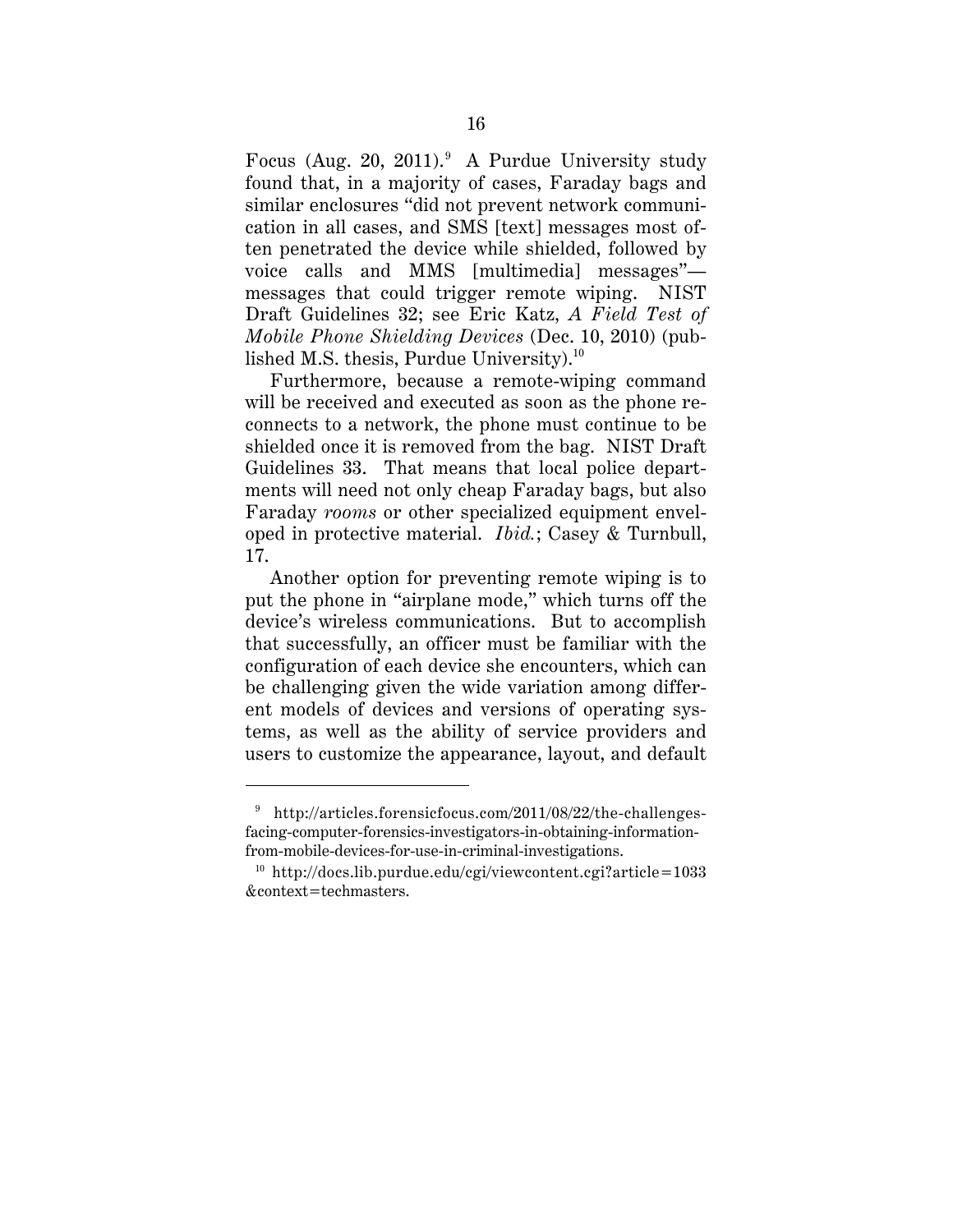Focus (Aug. 20, 2011).[9] A Purdue University study found that, in a majority of cases, Faraday bags and similar enclosures "did not prevent network communication in all cases, and SMS [text] messages most often penetrated the device while shielded, followed by voice calls and MMS [multimedia] messages"—messages that could trigger remote wiping. NIST Draft Guidelines 32; see Eric Katz, *A Field Test of Mobile Phone Shielding Devices* (Dec. 10, 2010) (published M.S. thesis, Purdue University).[10]

Furthermore, because a remote-wiping command will be received and executed as soon as the phone reconnects to a network, the phone must continue to be shielded once it is removed from the bag. NIST Draft Guidelines 33. That means that local police departments will need not only cheap Faraday bags, but also Faraday *rooms* or other specialized equipment enveloped in protective material. *Ibid.*; Casey & Turnbull, 17.

Another option for preventing remote wiping is to put the phone in "airplane mode," which turns off the device's wireless communications. But to accomplish that successfully, an officer must be familiar with the configuration of each device she encounters, which can be challenging given the wide variation among different models of devices and versions of operating systems, as well as the ability of service providers and users to customize the appearance, layout, and default

---

[9] http://articles.forensicfocus.com/2011/08/22/the-challenges-facing-computer-forensics-investigators-in-obtaining-information-from-mobile-devices-for-use-in-criminal-investigations.

[10] http://docs.lib.purdue.edu/cgi/viewcontent.cgi?article=1033&context=techmasters.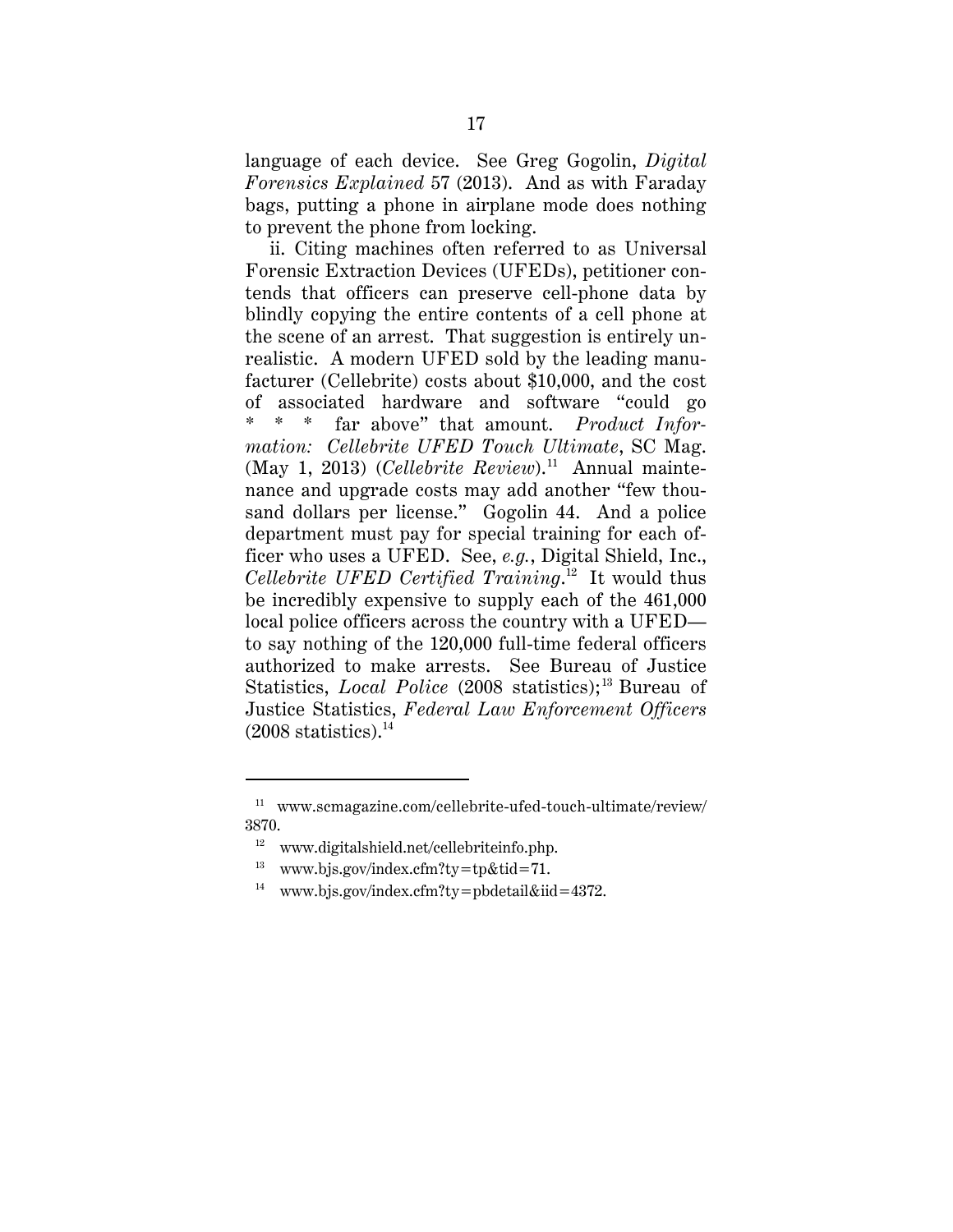language of each device. See Greg Gogolin, *Digital Forensics Explained* 57 (2013). And as with Faraday bags, putting a phone in airplane mode does nothing to prevent the phone from locking.

ii. Citing machines often referred to as Universal Forensic Extraction Devices (UFEDs), petitioner contends that officers can preserve cell-phone data by blindly copying the entire contents of a cell phone at the scene of an arrest. That suggestion is entirely unrealistic. A modern UFED sold by the leading manufacturer (Cellebrite) costs about $10,000, and the cost of associated hardware and software "could go * * * far above" that amount. *Product Information: Cellebrite UFED Touch Ultimate*, SC Mag. (May 1, 2013) (*Cellebrite Review*).[11] Annual maintenance and upgrade costs may add another "few thousand dollars per license." Gogolin 44. And a police department must pay for special training for each officer who uses a UFED. See, *e.g.*, Digital Shield, Inc., *Cellebrite UFED Certified Training*.[12] It would thus be incredibly expensive to supply each of the 461,000 local police officers across the country with a UFED—to say nothing of the 120,000 full-time federal officers authorized to make arrests. See Bureau of Justice Statistics, *Local Police* (2008 statistics);[13] Bureau of Justice Statistics, *Federal Law Enforcement Officers* (2008 statistics).[14]

---

[11] www.scmagazine.com/cellebrite-ufed-touch-ultimate/review/3870.

[12] www.digitalshield.net/cellebriteinfo.php.

[13] www.bjs.gov/index.cfm?ty=tp&tid=71.

[14] www.bjs.gov/index.cfm?ty=pbdetail&iid=4372.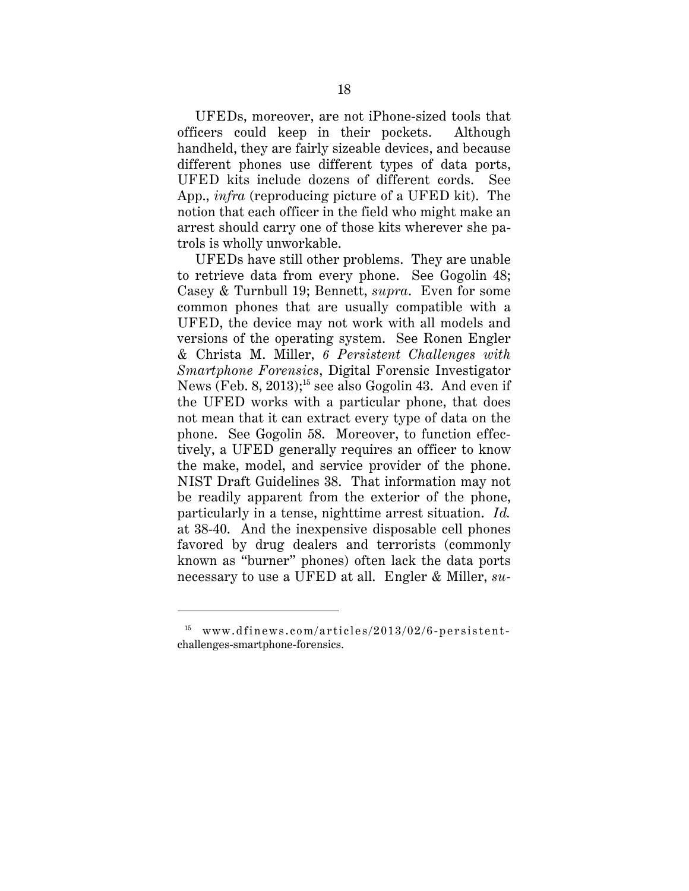UFEDs, moreover, are not iPhone-sized tools that officers could keep in their pockets. Although handheld, they are fairly sizeable devices, and because different phones use different types of data ports, UFED kits include dozens of different cords. See App., *infra* (reproducing picture of a UFED kit). The notion that each officer in the field who might make an arrest should carry one of those kits wherever she patrols is wholly unworkable.

UFEDs have still other problems. They are unable to retrieve data from every phone. See Gogolin 48; Casey & Turnbull 19; Bennett, *supra*. Even for some common phones that are usually compatible with a UFED, the device may not work with all models and versions of the operating system. See Ronen Engler & Christa M. Miller, *6 Persistent Challenges with Smartphone Forensics*, Digital Forensic Investigator News (Feb. 8, 2013);[15] see also Gogolin 43. And even if the UFED works with a particular phone, that does not mean that it can extract every type of data on the phone. See Gogolin 58. Moreover, to function effectively, a UFED generally requires an officer to know the make, model, and service provider of the phone. NIST Draft Guidelines 38. That information may not be readily apparent from the exterior of the phone, particularly in a tense, nighttime arrest situation. *Id.* at 38-40. And the inexpensive disposable cell phones favored by drug dealers and terrorists (commonly known as "burner" phones) often lack the data ports necessary to use a UFED at all. Engler & Miller, *su-*

---

[15] www.dfinews.com/articles/2013/02/6-persistent-challenges-smartphone-forensics.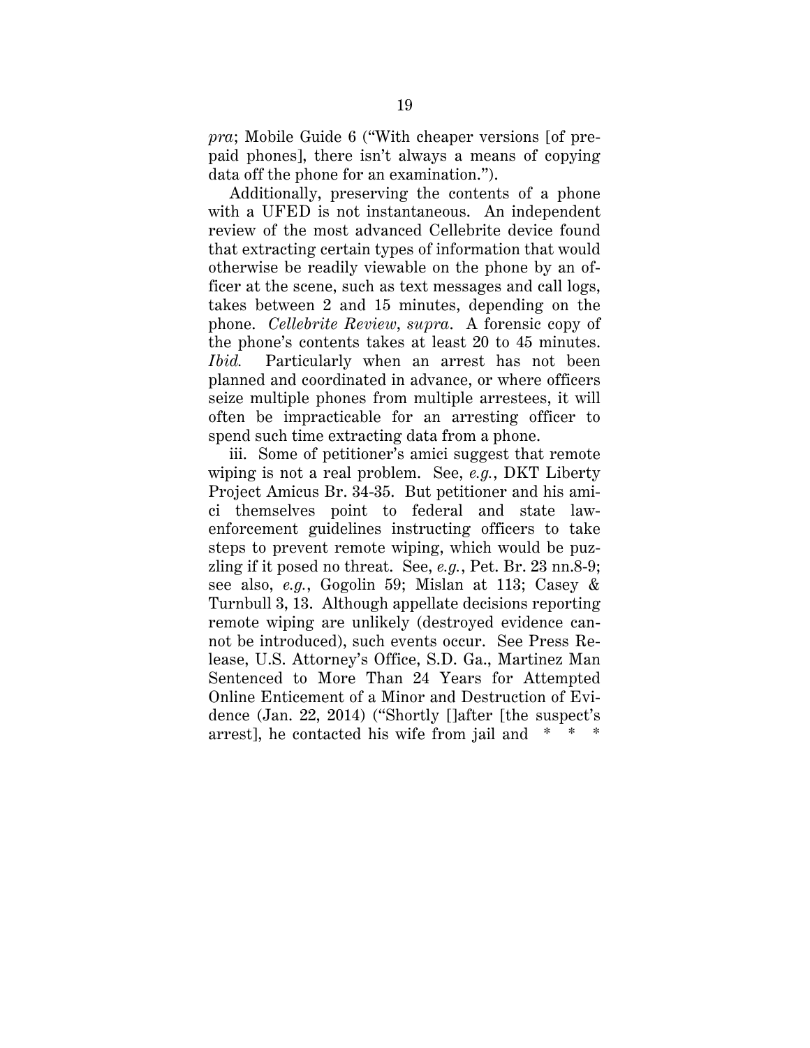*pra*; Mobile Guide 6 ("With cheaper versions [of prepaid phones], there isn't always a means of copying data off the phone for an examination.").

Additionally, preserving the contents of a phone with a UFED is not instantaneous. An independent review of the most advanced Cellebrite device found that extracting certain types of information that would otherwise be readily viewable on the phone by an officer at the scene, such as text messages and call logs, takes between 2 and 15 minutes, depending on the phone. *Cellebrite Review*, *supra*. A forensic copy of the phone's contents takes at least 20 to 45 minutes. *Ibid.* Particularly when an arrest has not been planned and coordinated in advance, or where officers seize multiple phones from multiple arrestees, it will often be impracticable for an arresting officer to spend such time extracting data from a phone.

iii. Some of petitioner's amici suggest that remote wiping is not a real problem. See, *e.g.*, DKT Liberty Project Amicus Br. 34-35. But petitioner and his amici themselves point to federal and state law-enforcement guidelines instructing officers to take steps to prevent remote wiping, which would be puzzling if it posed no threat. See, *e.g.*, Pet. Br. 23 nn.8-9; see also, *e.g.*, Gogolin 59; Mislan at 113; Casey & Turnbull 3, 13. Although appellate decisions reporting remote wiping are unlikely (destroyed evidence cannot be introduced), such events occur. See Press Release, U.S. Attorney's Office, S.D. Ga., Martinez Man Sentenced to More Than 24 Years for Attempted Online Enticement of a Minor and Destruction of Evidence (Jan. 22, 2014) ("Shortly []after [the suspect's arrest], he contacted his wife from jail and * * *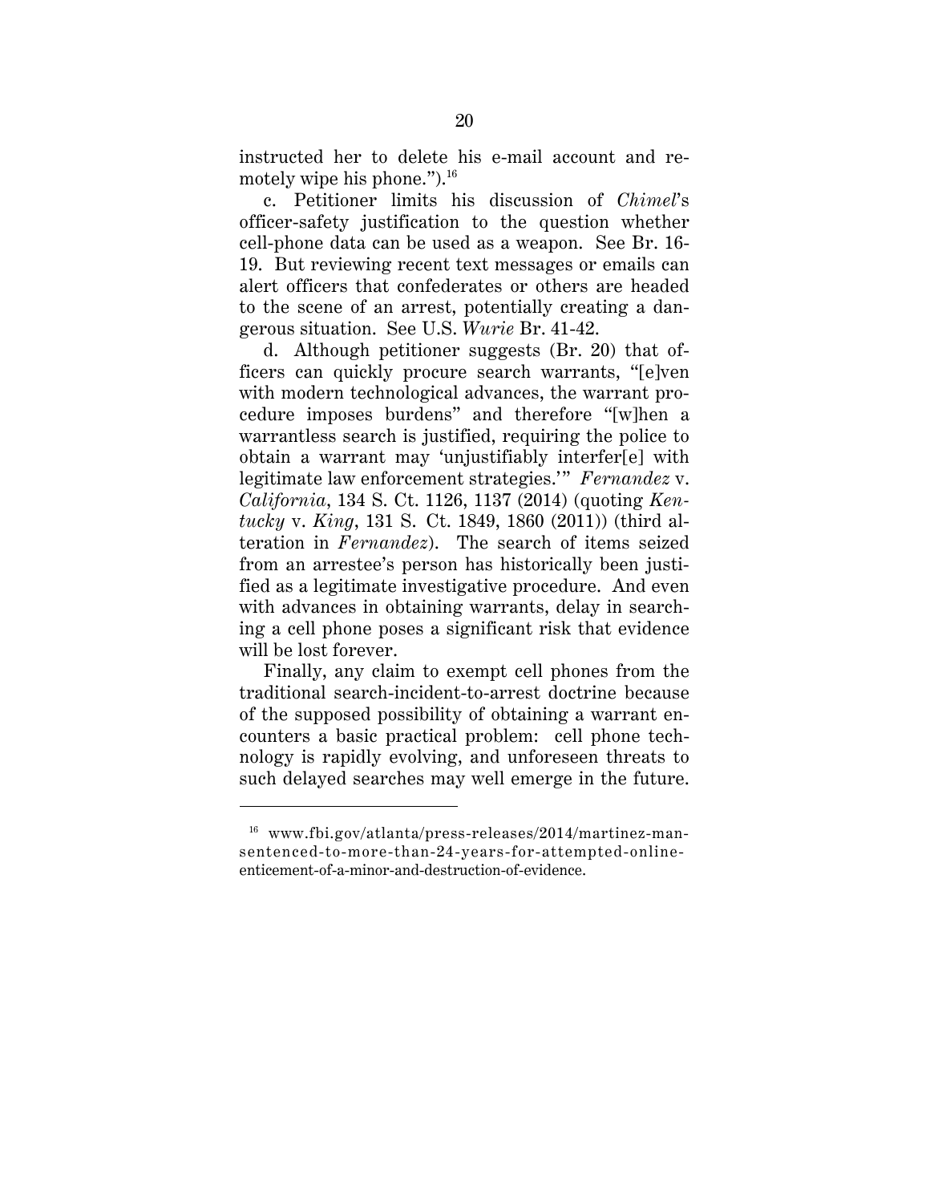instructed her to delete his e-mail account and remotely wipe his phone.").[16]

c. Petitioner limits his discussion of *Chimel*'s officer-safety justification to the question whether cell-phone data can be used as a weapon. See Br. 16-19. But reviewing recent text messages or emails can alert officers that confederates or others are headed to the scene of an arrest, potentially creating a dangerous situation. See U.S. *Wurie* Br. 41-42.

d. Although petitioner suggests (Br. 20) that officers can quickly procure search warrants, "[e]ven with modern technological advances, the warrant procedure imposes burdens" and therefore "[w]hen a warrantless search is justified, requiring the police to obtain a warrant may 'unjustifiably interfer[e] with legitimate law enforcement strategies.'" *Fernandez* v. *California*, 134 S. Ct. 1126, 1137 (2014) (quoting *Kentucky* v. *King*, 131 S. Ct. 1849, 1860 (2011)) (third alteration in *Fernandez*). The search of items seized from an arrestee's person has historically been justified as a legitimate investigative procedure. And even with advances in obtaining warrants, delay in searching a cell phone poses a significant risk that evidence will be lost forever.

Finally, any claim to exempt cell phones from the traditional search-incident-to-arrest doctrine because of the supposed possibility of obtaining a warrant encounters a basic practical problem: cell phone technology is rapidly evolving, and unforeseen threats to such delayed searches may well emerge in the future.

---

[16] www.fbi.gov/atlanta/press-releases/2014/martinez-man-sentenced-to-more-than-24-years-for-attempted-online-enticement-of-a-minor-and-destruction-of-evidence.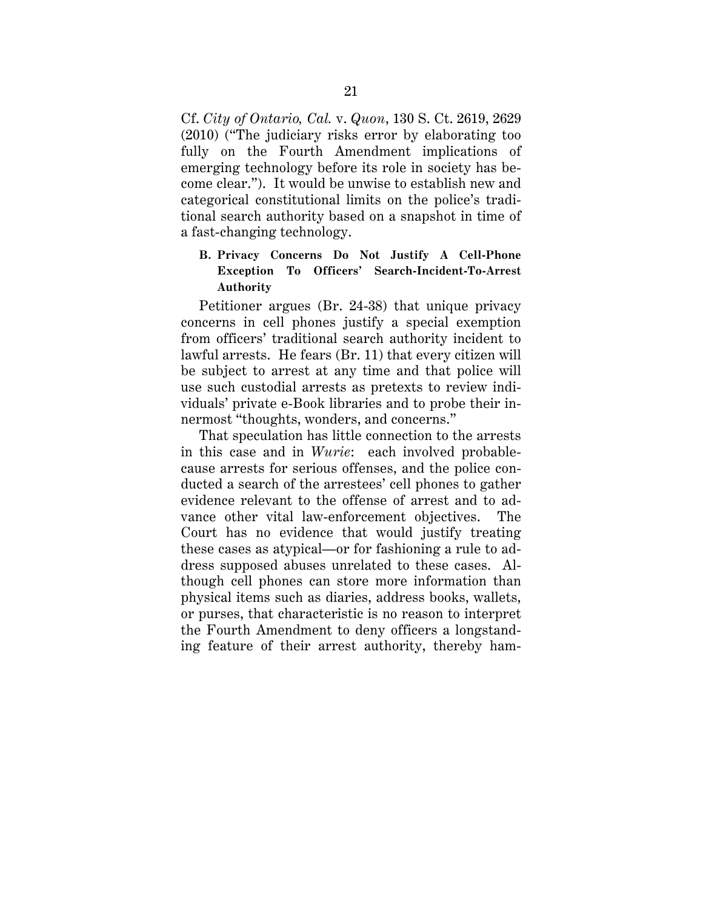Cf. *City of Ontario, Cal.* v. *Quon*, 130 S. Ct. 2619, 2629 (2010) ("The judiciary risks error by elaborating too fully on the Fourth Amendment implications of emerging technology before its role in society has become clear."). It would be unwise to establish new and categorical constitutional limits on the police's traditional search authority based on a snapshot in time of a fast-changing technology.

### B. Privacy Concerns Do Not Justify A Cell-Phone Exception To Officers' Search-Incident-To-Arrest Authority

Petitioner argues (Br. 24-38) that unique privacy concerns in cell phones justify a special exemption from officers' traditional search authority incident to lawful arrests. He fears (Br. 11) that every citizen will be subject to arrest at any time and that police will use such custodial arrests as pretexts to review individuals' private e-Book libraries and to probe their innermost "thoughts, wonders, and concerns."

That speculation has little connection to the arrests in this case and in *Wurie*: each involved probable-cause arrests for serious offenses, and the police conducted a search of the arrestees' cell phones to gather evidence relevant to the offense of arrest and to advance other vital law-enforcement objectives. The Court has no evidence that would justify treating these cases as atypical—or for fashioning a rule to address supposed abuses unrelated to these cases. Although cell phones can store more information than physical items such as diaries, address books, wallets, or purses, that characteristic is no reason to interpret the Fourth Amendment to deny officers a longstanding feature of their arrest authority, thereby ham-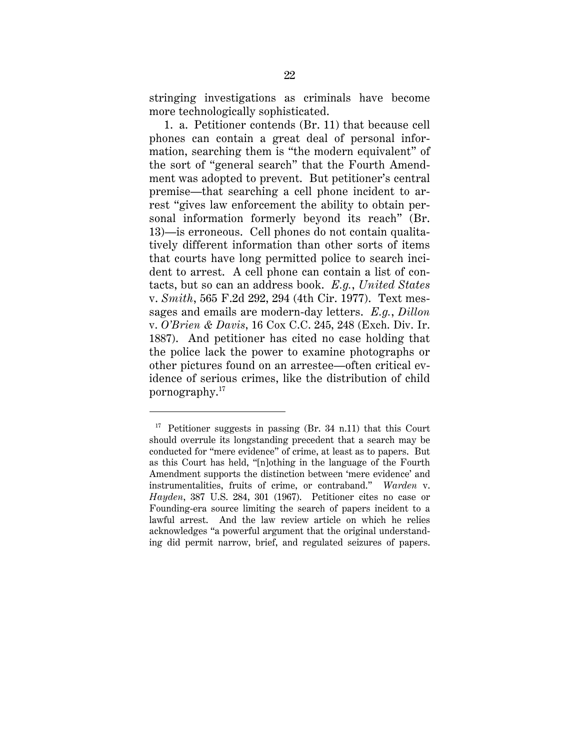stringing investigations as criminals have become more technologically sophisticated.

1. a. Petitioner contends (Br. 11) that because cell phones can contain a great deal of personal information, searching them is "the modern equivalent" of the sort of "general search" that the Fourth Amendment was adopted to prevent. But petitioner's central premise—that searching a cell phone incident to arrest "gives law enforcement the ability to obtain personal information formerly beyond its reach" (Br. 13)—is erroneous. Cell phones do not contain qualitatively different information than other sorts of items that courts have long permitted police to search incident to arrest. A cell phone can contain a list of contacts, but so can an address book. *E.g.*, *United States* v. *Smith*, 565 F.2d 292, 294 (4th Cir. 1977). Text messages and emails are modern-day letters. *E.g.*, *Dillon* v. *O'Brien & Davis*, 16 Cox C.C. 245, 248 (Exch. Div. Ir. 1887). And petitioner has cited no case holding that the police lack the power to examine photographs or other pictures found on an arrestee—often critical evidence of serious crimes, like the distribution of child pornography.[17]

---

[17] Petitioner suggests in passing (Br. 34 n.11) that this Court should overrule its longstanding precedent that a search may be conducted for "mere evidence" of crime, at least as to papers. But as this Court has held, "[n]othing in the language of the Fourth Amendment supports the distinction between 'mere evidence' and instrumentalities, fruits of crime, or contraband." *Warden* v. *Hayden*, 387 U.S. 284, 301 (1967). Petitioner cites no case or Founding-era source limiting the search of papers incident to a lawful arrest. And the law review article on which he relies acknowledges "a powerful argument that the original understanding did permit narrow, brief, and regulated seizures of papers.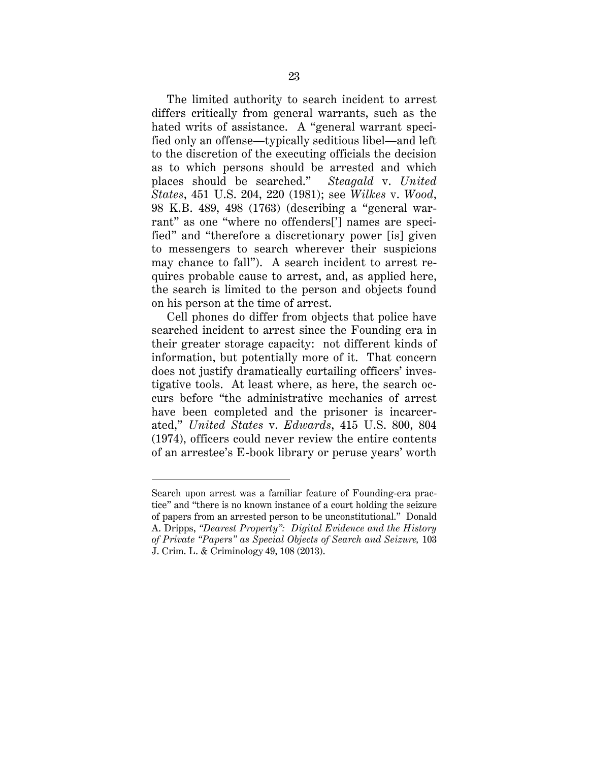The limited authority to search incident to arrest differs critically from general warrants, such as the hated writs of assistance. A "general warrant specified only an offense—typically seditious libel—and left to the discretion of the executing officials the decision as to which persons should be arrested and which places should be searched." *Steagald* v. *United States*, 451 U.S. 204, 220 (1981); see *Wilkes* v. *Wood*, 98 K.B. 489, 498 (1763) (describing a "general warrant" as one "where no offenders['] names are specified" and "therefore a discretionary power [is] given to messengers to search wherever their suspicions may chance to fall"). A search incident to arrest requires probable cause to arrest, and, as applied here, the search is limited to the person and objects found on his person at the time of arrest.

Cell phones do differ from objects that police have searched incident to arrest since the Founding era in their greater storage capacity: not different kinds of information, but potentially more of it. That concern does not justify dramatically curtailing officers' investigative tools. At least where, as here, the search occurs before "the administrative mechanics of arrest have been completed and the prisoner is incarcerated," *United States* v. *Edwards*, 415 U.S. 800, 804 (1974), officers could never review the entire contents of an arrestee's E-book library or peruse years' worth

---

Search upon arrest was a familiar feature of Founding-era practice" and "there is no known instance of a court holding the seizure of papers from an arrested person to be unconstitutional." Donald A. Dripps, *"Dearest Property": Digital Evidence and the History of Private "Papers" as Special Objects of Search and Seizure,* 103 J. Crim. L. & Criminology 49, 108 (2013).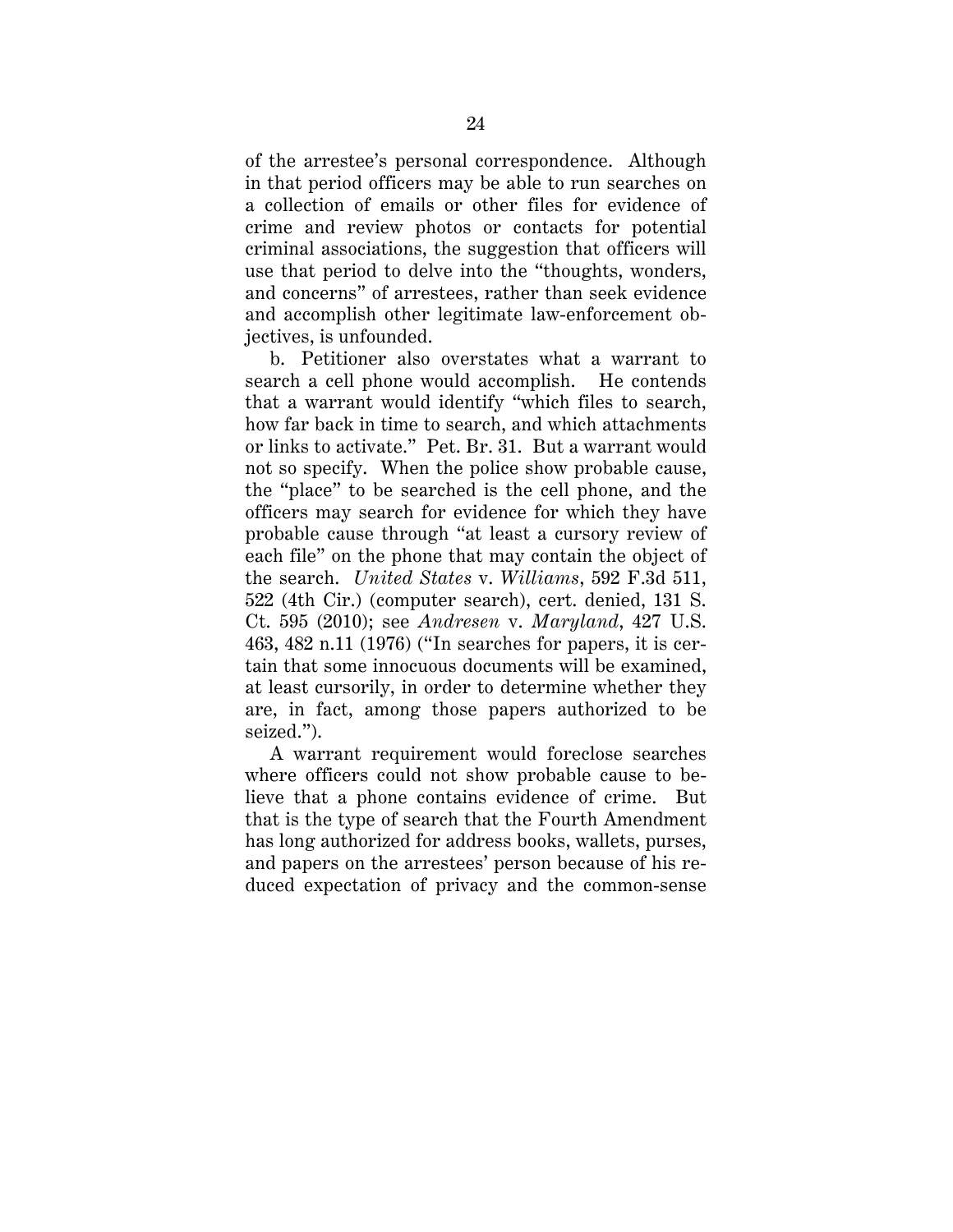of the arrestee's personal correspondence. Although in that period officers may be able to run searches on a collection of emails or other files for evidence of crime and review photos or contacts for potential criminal associations, the suggestion that officers will use that period to delve into the "thoughts, wonders, and concerns" of arrestees, rather than seek evidence and accomplish other legitimate law-enforcement objectives, is unfounded.

b. Petitioner also overstates what a warrant to search a cell phone would accomplish. He contends that a warrant would identify "which files to search, how far back in time to search, and which attachments or links to activate." Pet. Br. 31. But a warrant would not so specify. When the police show probable cause, the "place" to be searched is the cell phone, and the officers may search for evidence for which they have probable cause through "at least a cursory review of each file" on the phone that may contain the object of the search. *United States* v. *Williams*, 592 F.3d 511, 522 (4th Cir.) (computer search), cert. denied, 131 S. Ct. 595 (2010); see *Andresen* v. *Maryland*, 427 U.S. 463, 482 n.11 (1976) ("In searches for papers, it is certain that some innocuous documents will be examined, at least cursorily, in order to determine whether they are, in fact, among those papers authorized to be seized.").

A warrant requirement would foreclose searches where officers could not show probable cause to believe that a phone contains evidence of crime. But that is the type of search that the Fourth Amendment has long authorized for address books, wallets, purses, and papers on the arrestees' person because of his reduced expectation of privacy and the common-sense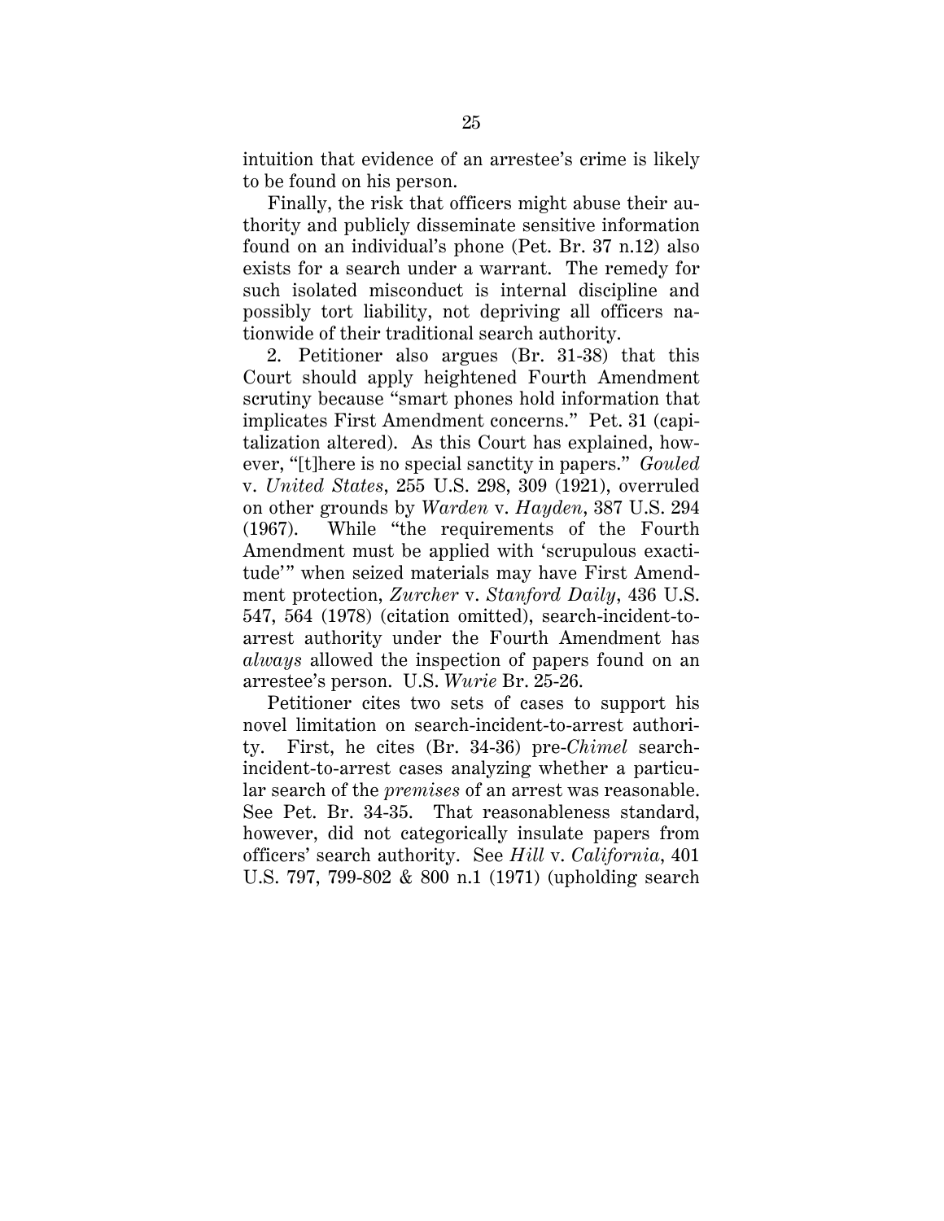intuition that evidence of an arrestee's crime is likely to be found on his person.

Finally, the risk that officers might abuse their authority and publicly disseminate sensitive information found on an individual's phone (Pet. Br. 37 n.12) also exists for a search under a warrant. The remedy for such isolated misconduct is internal discipline and possibly tort liability, not depriving all officers nationwide of their traditional search authority.

2. Petitioner also argues (Br. 31-38) that this Court should apply heightened Fourth Amendment scrutiny because "smart phones hold information that implicates First Amendment concerns." Pet. 31 (capitalization altered). As this Court has explained, however, "[t]here is no special sanctity in papers." *Gouled* v. *United States*, 255 U.S. 298, 309 (1921), overruled on other grounds by *Warden* v. *Hayden*, 387 U.S. 294 (1967). While "the requirements of the Fourth Amendment must be applied with 'scrupulous exactitude'" when seized materials may have First Amendment protection, *Zurcher* v. *Stanford Daily*, 436 U.S. 547, 564 (1978) (citation omitted), search-incident-to-arrest authority under the Fourth Amendment has *always* allowed the inspection of papers found on an arrestee's person. U.S. *Wurie* Br. 25-26.

Petitioner cites two sets of cases to support his novel limitation on search-incident-to-arrest authority. First, he cites (Br. 34-36) pre-*Chimel* search-incident-to-arrest cases analyzing whether a particular search of the *premises* of an arrest was reasonable. See Pet. Br. 34-35. That reasonableness standard, however, did not categorically insulate papers from officers' search authority. See *Hill* v. *California*, 401 U.S. 797, 799-802 & 800 n.1 (1971) (upholding search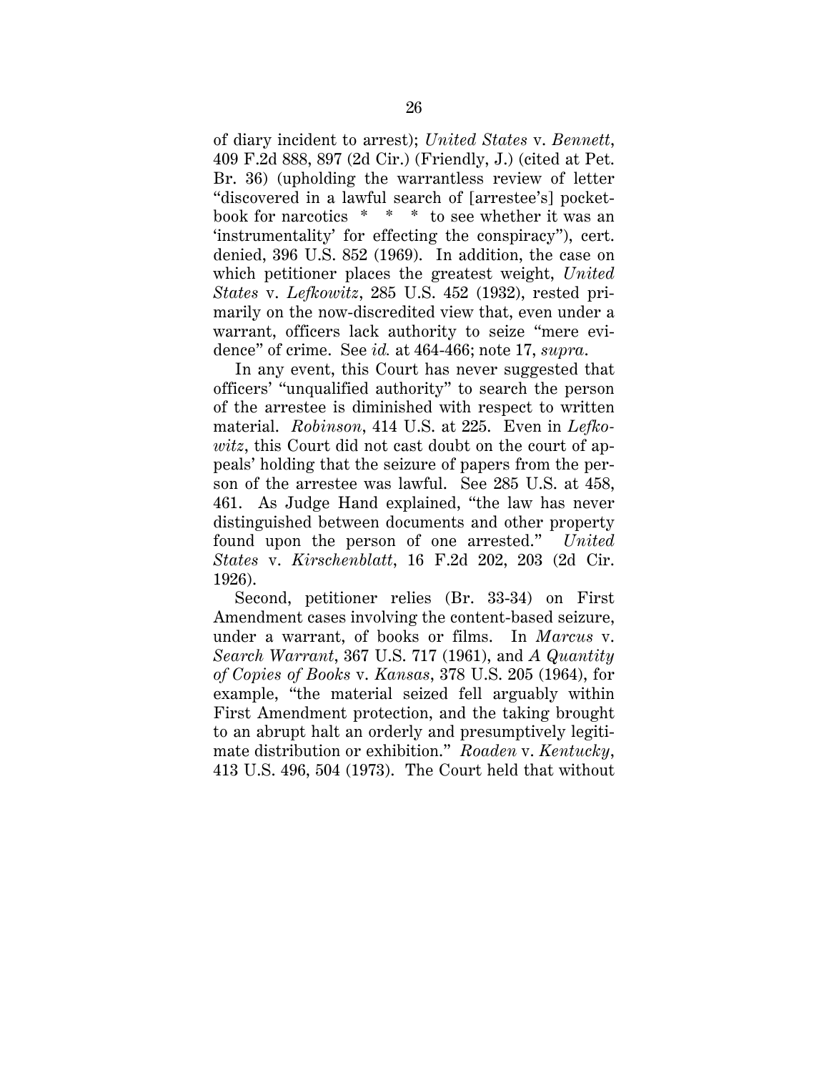of diary incident to arrest); *United States* v. *Bennett*, 409 F.2d 888, 897 (2d Cir.) (Friendly, J.) (cited at Pet. Br. 36) (upholding the warrantless review of letter "discovered in a lawful search of [arrestee's] pocketbook for narcotics * * * to see whether it was an 'instrumentality' for effecting the conspiracy"), cert. denied, 396 U.S. 852 (1969). In addition, the case on which petitioner places the greatest weight, *United States* v. *Lefkowitz*, 285 U.S. 452 (1932), rested primarily on the now-discredited view that, even under a warrant, officers lack authority to seize "mere evidence" of crime. See *id.* at 464-466; note 17, *supra*.

In any event, this Court has never suggested that officers' "unqualified authority" to search the person of the arrestee is diminished with respect to written material. *Robinson*, 414 U.S. at 225. Even in *Lefkowitz*, this Court did not cast doubt on the court of appeals' holding that the seizure of papers from the person of the arrestee was lawful. See 285 U.S. at 458, 461. As Judge Hand explained, "the law has never distinguished between documents and other property found upon the person of one arrested." *United States* v. *Kirschenblatt*, 16 F.2d 202, 203 (2d Cir. 1926).

Second, petitioner relies (Br. 33-34) on First Amendment cases involving the content-based seizure, under a warrant, of books or films. In *Marcus* v. *Search Warrant*, 367 U.S. 717 (1961), and *A Quantity of Copies of Books* v. *Kansas*, 378 U.S. 205 (1964), for example, "the material seized fell arguably within First Amendment protection, and the taking brought to an abrupt halt an orderly and presumptively legitimate distribution or exhibition." *Roaden* v. *Kentucky*, 413 U.S. 496, 504 (1973). The Court held that without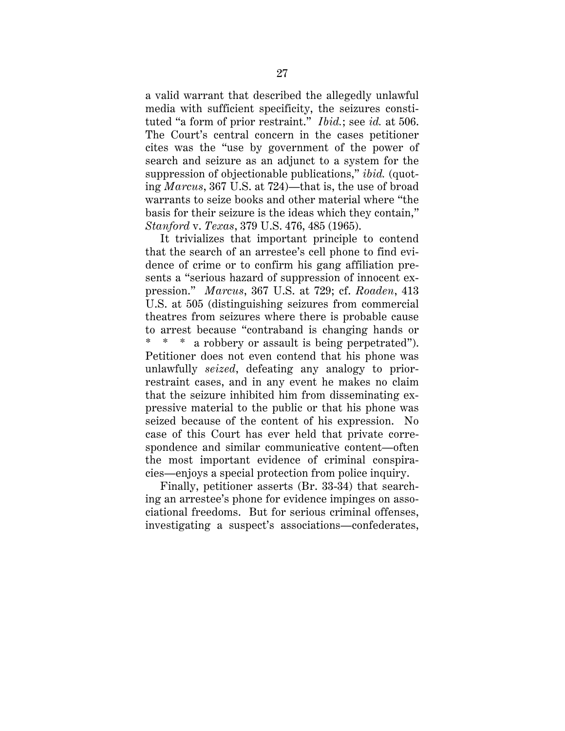a valid warrant that described the allegedly unlawful media with sufficient specificity, the seizures constituted "a form of prior restraint." *Ibid.*; see *id.* at 506. The Court's central concern in the cases petitioner cites was the "use by government of the power of search and seizure as an adjunct to a system for the suppression of objectionable publications," *ibid.* (quoting *Marcus*, 367 U.S. at 724)—that is, the use of broad warrants to seize books and other material where "the basis for their seizure is the ideas which they contain," *Stanford* v. *Texas*, 379 U.S. 476, 485 (1965).

It trivializes that important principle to contend that the search of an arrestee's cell phone to find evidence of crime or to confirm his gang affiliation presents a "serious hazard of suppression of innocent expression." *Marcus*, 367 U.S. at 729; cf. *Roaden*, 413 U.S. at 505 (distinguishing seizures from commercial theatres from seizures where there is probable cause to arrest because "contraband is changing hands or * * * a robbery or assault is being perpetrated"). Petitioner does not even contend that his phone was unlawfully *seized*, defeating any analogy to prior-restraint cases, and in any event he makes no claim that the seizure inhibited him from disseminating expressive material to the public or that his phone was seized because of the content of his expression. No case of this Court has ever held that private correspondence and similar communicative content—often the most important evidence of criminal conspiracies—enjoys a special protection from police inquiry.

Finally, petitioner asserts (Br. 33-34) that searching an arrestee's phone for evidence impinges on associational freedoms. But for serious criminal offenses, investigating a suspect's associations—confederates,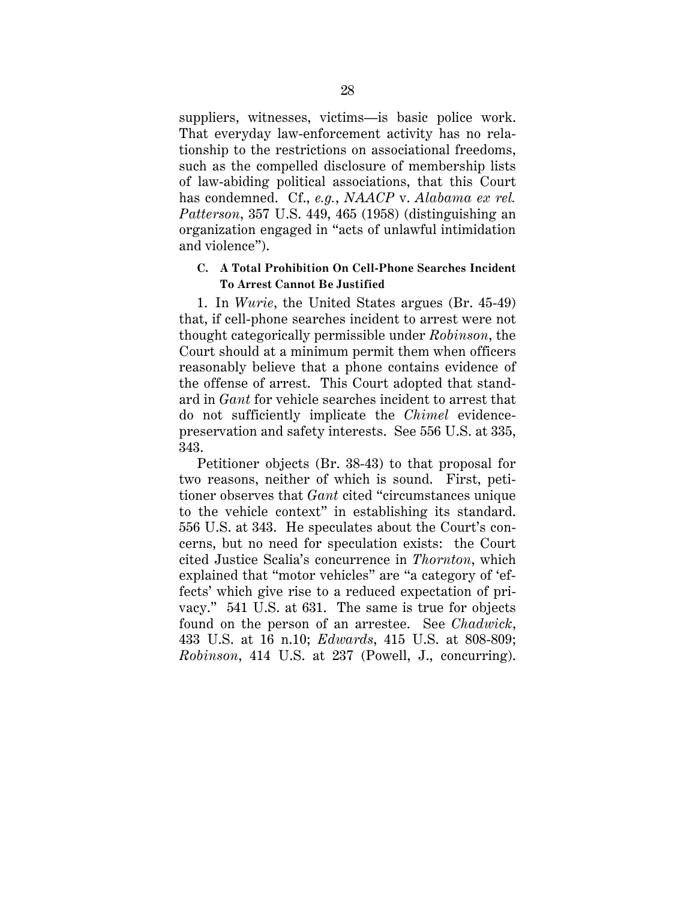suppliers, witnesses, victims—is basic police work. That everyday law-enforcement activity has no relationship to the restrictions on associational freedoms, such as the compelled disclosure of membership lists of law-abiding political associations, that this Court has condemned. Cf., *e.g.*, *NAACP* v. *Alabama ex rel. Patterson*, 357 U.S. 449, 465 (1958) (distinguishing an organization engaged in "acts of unlawful intimidation and violence").

### C. A Total Prohibition On Cell-Phone Searches Incident To Arrest Cannot Be Justified

1. In *Wurie*, the United States argues (Br. 45-49) that, if cell-phone searches incident to arrest were not thought categorically permissible under *Robinson*, the Court should at a minimum permit them when officers reasonably believe that a phone contains evidence of the offense of arrest. This Court adopted that standard in *Gant* for vehicle searches incident to arrest that do not sufficiently implicate the *Chimel* evidence-preservation and safety interests. See 556 U.S. at 335, 343.

Petitioner objects (Br. 38-43) to that proposal for two reasons, neither of which is sound. First, petitioner observes that *Gant* cited "circumstances unique to the vehicle context" in establishing its standard. 556 U.S. at 343. He speculates about the Court's concerns, but no need for speculation exists: the Court cited Justice Scalia's concurrence in *Thornton*, which explained that "motor vehicles" are "a category of 'effects' which give rise to a reduced expectation of privacy." 541 U.S. at 631. The same is true for objects found on the person of an arrestee. See *Chadwick*, 433 U.S. at 16 n.10; *Edwards*, 415 U.S. at 808-809; *Robinson*, 414 U.S. at 237 (Powell, J., concurring).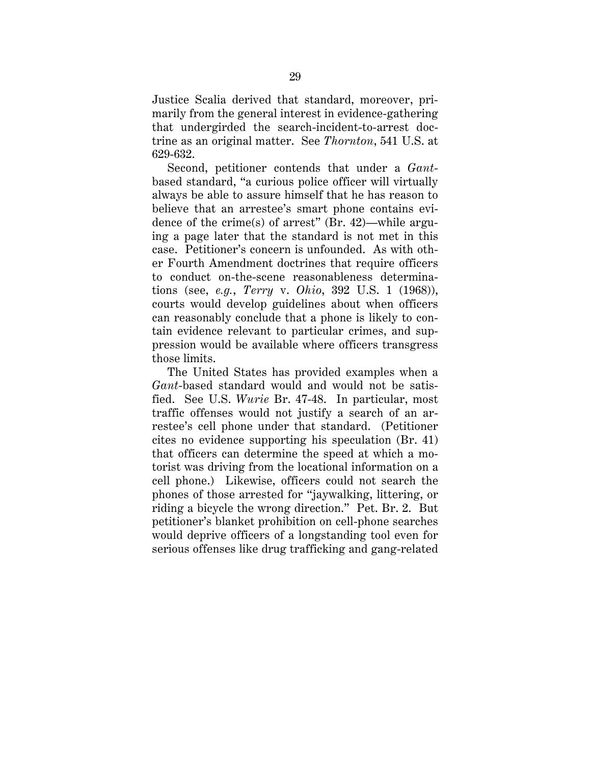Justice Scalia derived that standard, moreover, primarily from the general interest in evidence-gathering that undergirded the search-incident-to-arrest doctrine as an original matter. See *Thornton*, 541 U.S. at 629-632.

Second, petitioner contends that under a *Gant*-based standard, "a curious police officer will virtually always be able to assure himself that he has reason to believe that an arrestee's smart phone contains evidence of the crime(s) of arrest" (Br. 42)—while arguing a page later that the standard is not met in this case. Petitioner's concern is unfounded. As with other Fourth Amendment doctrines that require officers to conduct on-the-scene reasonableness determinations (see, *e.g.*, *Terry* v. *Ohio*, 392 U.S. 1 (1968)), courts would develop guidelines about when officers can reasonably conclude that a phone is likely to contain evidence relevant to particular crimes, and suppression would be available where officers transgress those limits.

The United States has provided examples when a *Gant*-based standard would and would not be satisfied. See U.S. *Wurie* Br. 47-48. In particular, most traffic offenses would not justify a search of an arrestee's cell phone under that standard. (Petitioner cites no evidence supporting his speculation (Br. 41) that officers can determine the speed at which a motorist was driving from the locational information on a cell phone.) Likewise, officers could not search the phones of those arrested for "jaywalking, littering, or riding a bicycle the wrong direction." Pet. Br. 2. But petitioner's blanket prohibition on cell-phone searches would deprive officers of a longstanding tool even for serious offenses like drug trafficking and gang-related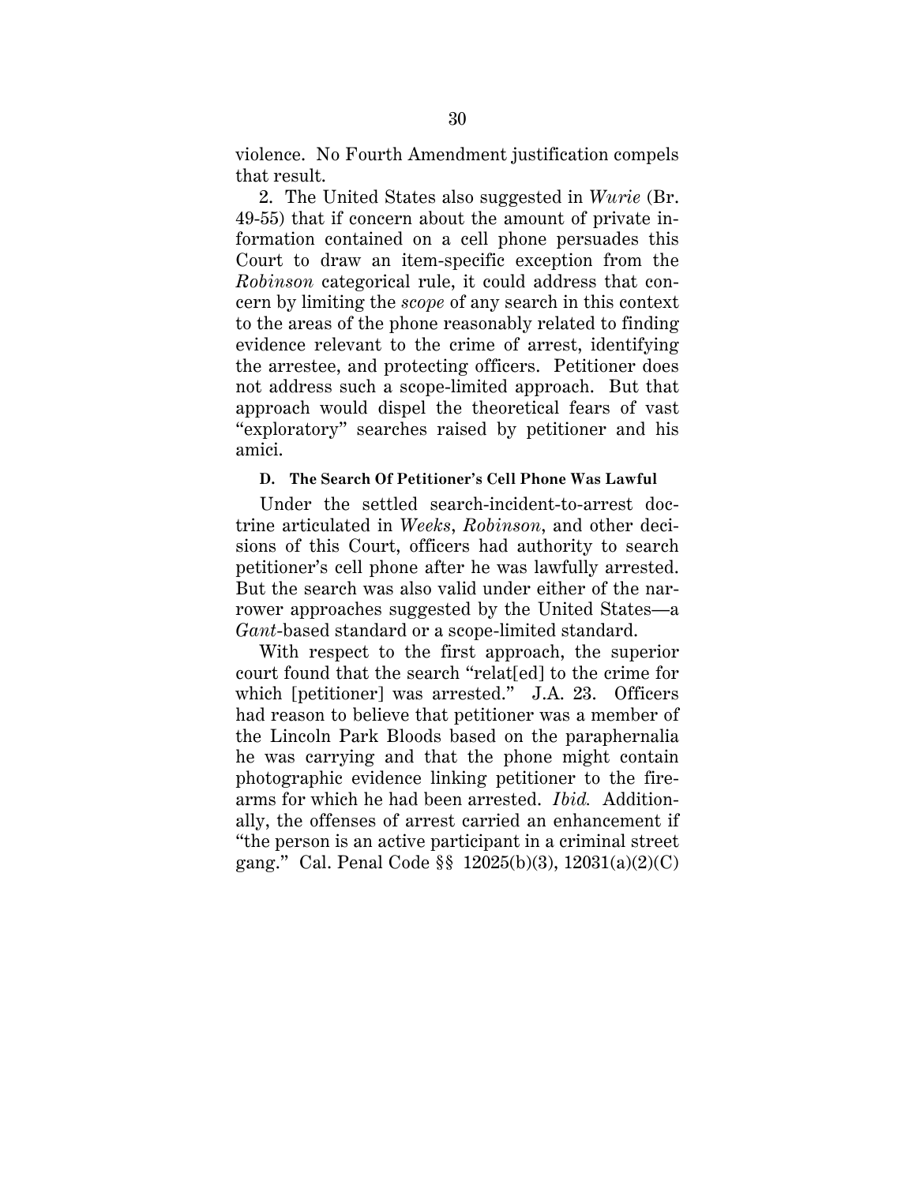violence. No Fourth Amendment justification compels that result.

2. The United States also suggested in *Wurie* (Br. 49-55) that if concern about the amount of private information contained on a cell phone persuades this Court to draw an item-specific exception from the *Robinson* categorical rule, it could address that concern by limiting the *scope* of any search in this context to the areas of the phone reasonably related to finding evidence relevant to the crime of arrest, identifying the arrestee, and protecting officers. Petitioner does not address such a scope-limited approach. But that approach would dispel the theoretical fears of vast "exploratory" searches raised by petitioner and his amici.

### D. The Search Of Petitioner's Cell Phone Was Lawful

Under the settled search-incident-to-arrest doctrine articulated in *Weeks*, *Robinson*, and other decisions of this Court, officers had authority to search petitioner's cell phone after he was lawfully arrested. But the search was also valid under either of the narrower approaches suggested by the United States—a *Gant*-based standard or a scope-limited standard.

With respect to the first approach, the superior court found that the search "relat[ed] to the crime for which [petitioner] was arrested." J.A. 23. Officers had reason to believe that petitioner was a member of the Lincoln Park Bloods based on the paraphernalia he was carrying and that the phone might contain photographic evidence linking petitioner to the firearms for which he had been arrested. *Ibid.* Additionally, the offenses of arrest carried an enhancement if "the person is an active participant in a criminal street gang." Cal. Penal Code §§ 12025(b)(3), 12031(a)(2)(C)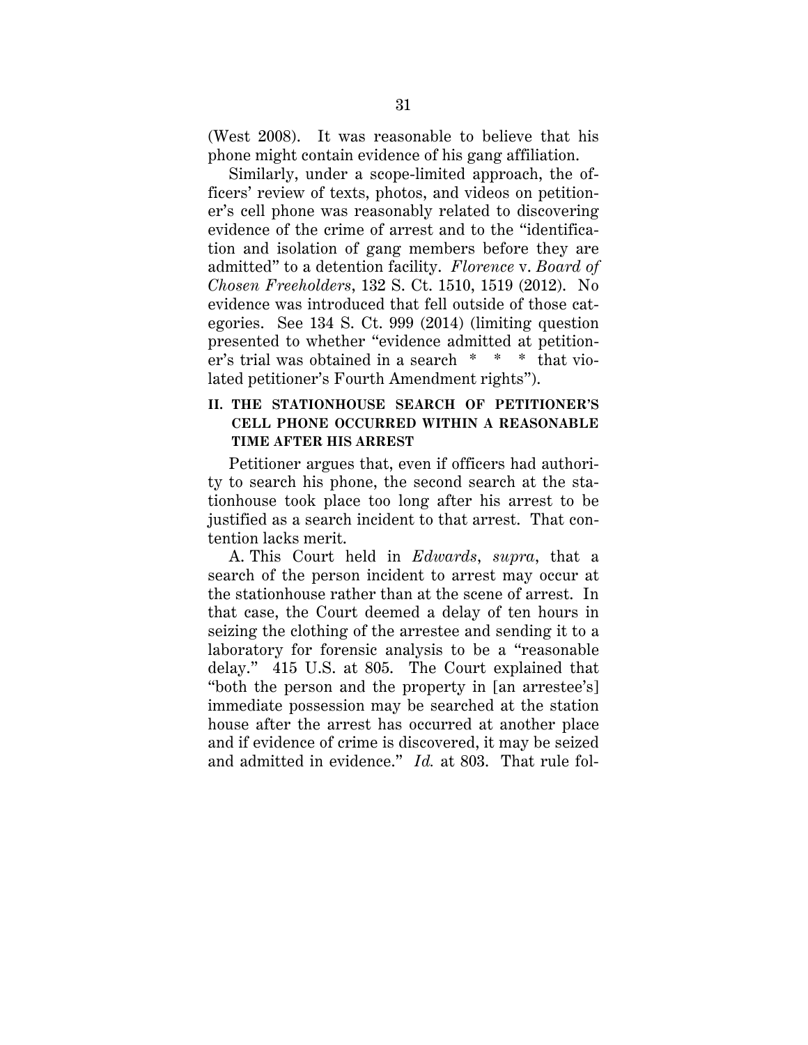(West 2008). It was reasonable to believe that his phone might contain evidence of his gang affiliation.

Similarly, under a scope-limited approach, the officers' review of texts, photos, and videos on petitioner's cell phone was reasonably related to discovering evidence of the crime of arrest and to the "identification and isolation of gang members before they are admitted" to a detention facility. *Florence* v. *Board of Chosen Freeholders*, 132 S. Ct. 1510, 1519 (2012). No evidence was introduced that fell outside of those categories. See 134 S. Ct. 999 (2014) (limiting question presented to whether "evidence admitted at petitioner's trial was obtained in a search * * * that violated petitioner's Fourth Amendment rights").

## II. THE STATIONHOUSE SEARCH OF PETITIONER'S CELL PHONE OCCURRED WITHIN A REASONABLE TIME AFTER HIS ARREST

Petitioner argues that, even if officers had authority to search his phone, the second search at the stationhouse took place too long after his arrest to be justified as a search incident to that arrest. That contention lacks merit.

A. This Court held in *Edwards*, *supra*, that a search of the person incident to arrest may occur at the stationhouse rather than at the scene of arrest. In that case, the Court deemed a delay of ten hours in seizing the clothing of the arrestee and sending it to a laboratory for forensic analysis to be a "reasonable delay." 415 U.S. at 805. The Court explained that "both the person and the property in [an arrestee's] immediate possession may be searched at the station house after the arrest has occurred at another place and if evidence of crime is discovered, it may be seized and admitted in evidence." *Id.* at 803. That rule fol-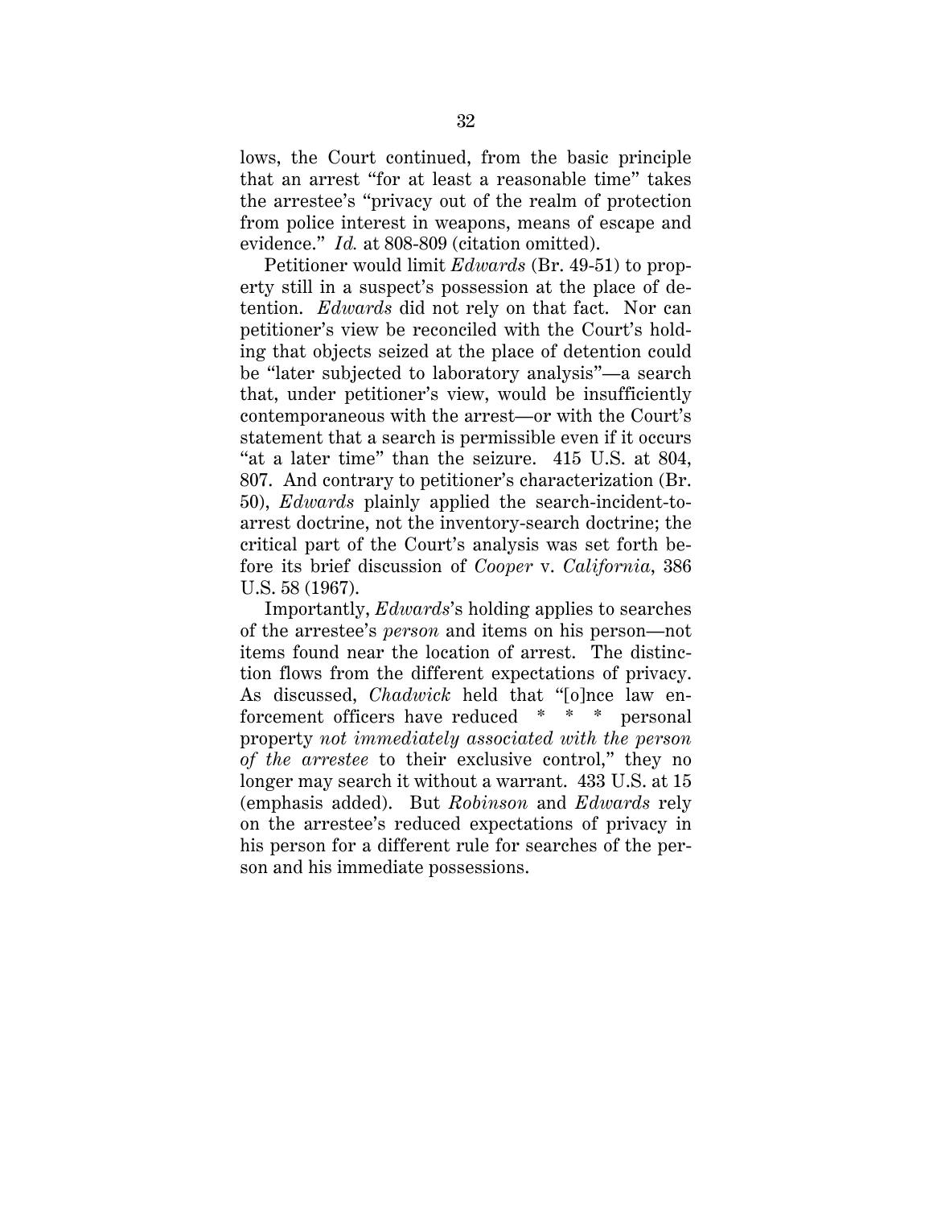lows, the Court continued, from the basic principle that an arrest "for at least a reasonable time" takes the arrestee's "privacy out of the realm of protection from police interest in weapons, means of escape and evidence." *Id.* at 808-809 (citation omitted).

Petitioner would limit *Edwards* (Br. 49-51) to property still in a suspect's possession at the place of detention. *Edwards* did not rely on that fact. Nor can petitioner's view be reconciled with the Court's holding that objects seized at the place of detention could be "later subjected to laboratory analysis"—a search that, under petitioner's view, would be insufficiently contemporaneous with the arrest—or with the Court's statement that a search is permissible even if it occurs "at a later time" than the seizure. 415 U.S. at 804, 807. And contrary to petitioner's characterization (Br. 50), *Edwards* plainly applied the search-incident-to-arrest doctrine, not the inventory-search doctrine; the critical part of the Court's analysis was set forth before its brief discussion of *Cooper* v. *California*, 386 U.S. 58 (1967).

Importantly, *Edwards*'s holding applies to searches of the arrestee's *person* and items on his person—not items found near the location of arrest. The distinction flows from the different expectations of privacy. As discussed, *Chadwick* held that "[o]nce law enforcement officers have reduced * * * personal property *not immediately associated with the person of the arrestee* to their exclusive control," they no longer may search it without a warrant. 433 U.S. at 15 (emphasis added). But *Robinson* and *Edwards* rely on the arrestee's reduced expectations of privacy in his person for a different rule for searches of the person and his immediate possessions.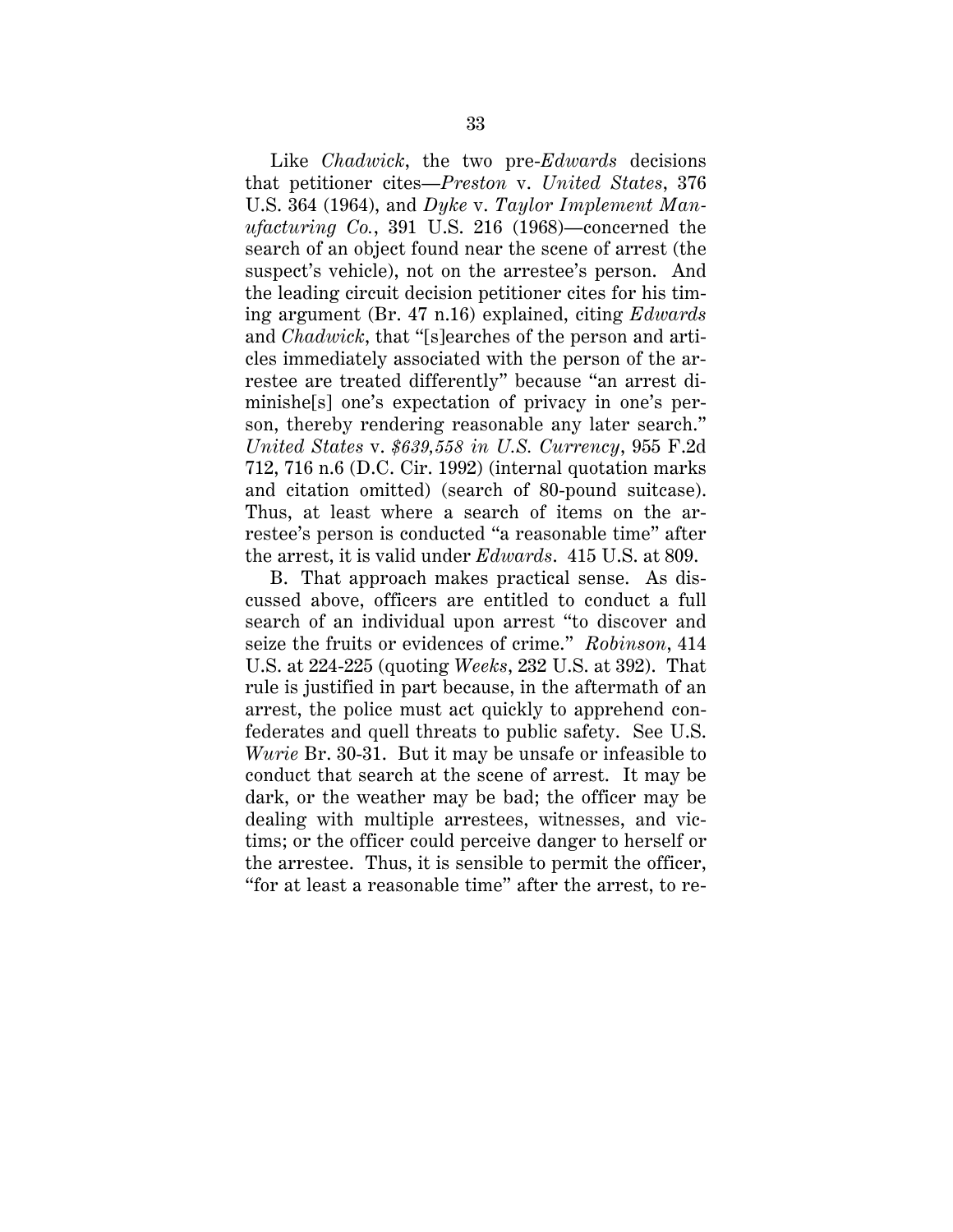Like *Chadwick*, the two pre-*Edwards* decisions that petitioner cites—*Preston* v. *United States*, 376 U.S. 364 (1964), and *Dyke* v. *Taylor Implement Manufacturing Co.*, 391 U.S. 216 (1968)—concerned the search of an object found near the scene of arrest (the suspect's vehicle), not on the arrestee's person. And the leading circuit decision petitioner cites for his timing argument (Br. 47 n.16) explained, citing *Edwards* and *Chadwick*, that "[s]earches of the person and articles immediately associated with the person of the arrestee are treated differently" because "an arrest diminishe[s] one's expectation of privacy in one's person, thereby rendering reasonable any later search." *United States* v. *$639,558 in U.S. Currency*, 955 F.2d 712, 716 n.6 (D.C. Cir. 1992) (internal quotation marks and citation omitted) (search of 80-pound suitcase). Thus, at least where a search of items on the arrestee's person is conducted "a reasonable time" after the arrest, it is valid under *Edwards*. 415 U.S. at 809.

B. That approach makes practical sense. As discussed above, officers are entitled to conduct a full search of an individual upon arrest "to discover and seize the fruits or evidences of crime." *Robinson*, 414 U.S. at 224-225 (quoting *Weeks*, 232 U.S. at 392). That rule is justified in part because, in the aftermath of an arrest, the police must act quickly to apprehend confederates and quell threats to public safety. See U.S. *Wurie* Br. 30-31. But it may be unsafe or infeasible to conduct that search at the scene of arrest. It may be dark, or the weather may be bad; the officer may be dealing with multiple arrestees, witnesses, and victims; or the officer could perceive danger to herself or the arrestee. Thus, it is sensible to permit the officer, "for at least a reasonable time" after the arrest, to re-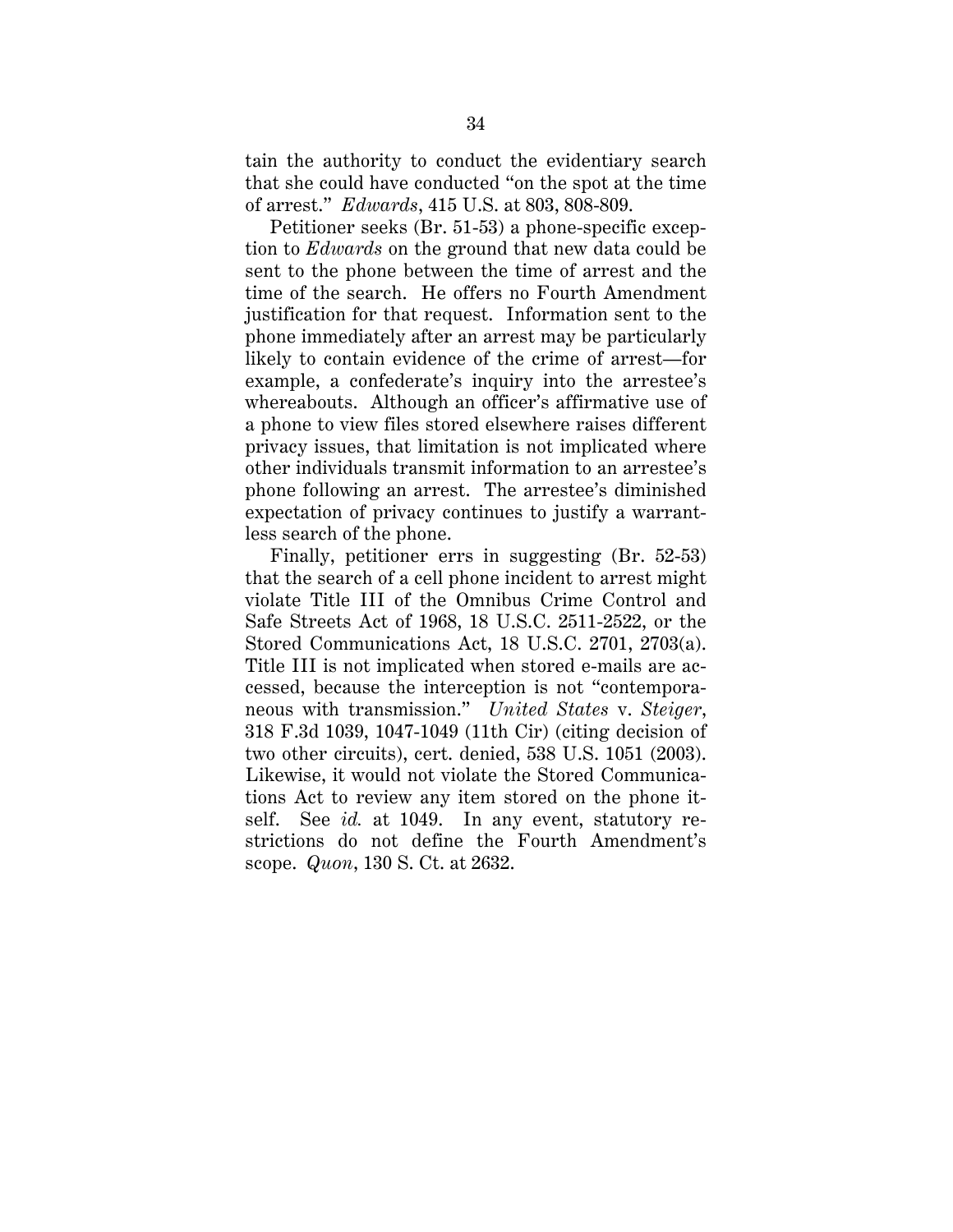tain the authority to conduct the evidentiary search that she could have conducted "on the spot at the time of arrest." *Edwards*, 415 U.S. at 803, 808-809.

Petitioner seeks (Br. 51-53) a phone-specific exception to *Edwards* on the ground that new data could be sent to the phone between the time of arrest and the time of the search. He offers no Fourth Amendment justification for that request. Information sent to the phone immediately after an arrest may be particularly likely to contain evidence of the crime of arrest—for example, a confederate's inquiry into the arrestee's whereabouts. Although an officer's affirmative use of a phone to view files stored elsewhere raises different privacy issues, that limitation is not implicated where other individuals transmit information to an arrestee's phone following an arrest. The arrestee's diminished expectation of privacy continues to justify a warrantless search of the phone.

Finally, petitioner errs in suggesting (Br. 52-53) that the search of a cell phone incident to arrest might violate Title III of the Omnibus Crime Control and Safe Streets Act of 1968, 18 U.S.C. 2511-2522, or the Stored Communications Act, 18 U.S.C. 2701, 2703(a). Title III is not implicated when stored e-mails are accessed, because the interception is not "contemporaneous with transmission." *United States* v. *Steiger*, 318 F.3d 1039, 1047-1049 (11th Cir) (citing decision of two other circuits), cert. denied, 538 U.S. 1051 (2003). Likewise, it would not violate the Stored Communications Act to review any item stored on the phone itself. See *id.* at 1049. In any event, statutory restrictions do not define the Fourth Amendment's scope. *Quon*, 130 S. Ct. at 2632.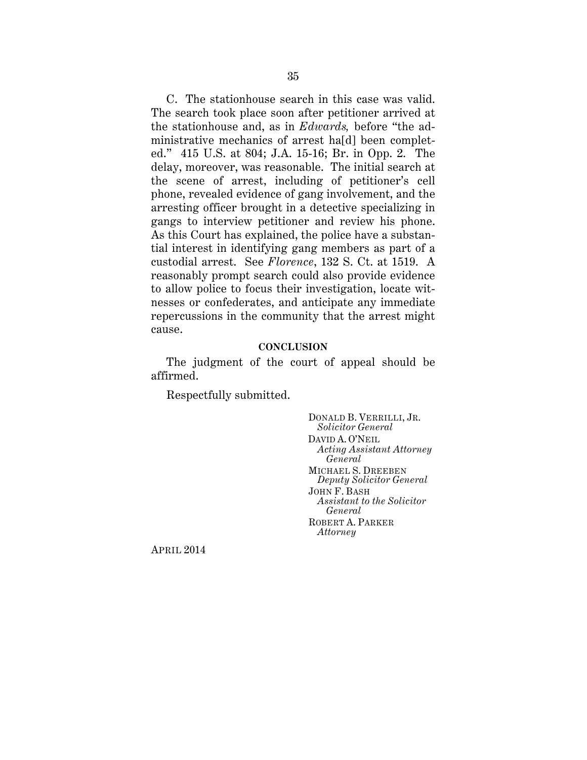C. The stationhouse search in this case was valid. The search took place soon after petitioner arrived at the stationhouse and, as in *Edwards,* before "the administrative mechanics of arrest ha[d] been completed." 415 U.S. at 804; J.A. 15-16; Br. in Opp. 2. The delay, moreover, was reasonable. The initial search at the scene of arrest, including of petitioner's cell phone, revealed evidence of gang involvement, and the arresting officer brought in a detective specializing in gangs to interview petitioner and review his phone. As this Court has explained, the police have a substantial interest in identifying gang members as part of a custodial arrest. See *Florence*, 132 S. Ct. at 1519. A reasonably prompt search could also provide evidence to allow police to focus their investigation, locate witnesses or confederates, and anticipate any immediate repercussions in the community that the arrest might cause.

**CONCLUSION**

The judgment of the court of appeal should be affirmed.

Respectfully submitted.

DONALD B. VERRILLI, JR.
*Solicitor General*
DAVID A. O'NEIL
*Acting Assistant Attorney General*
MICHAEL S. DREEBEN
*Deputy Solicitor General*
JOHN F. BASH
*Assistant to the Solicitor General*
ROBERT A. PARKER
*Attorney*

APRIL 2014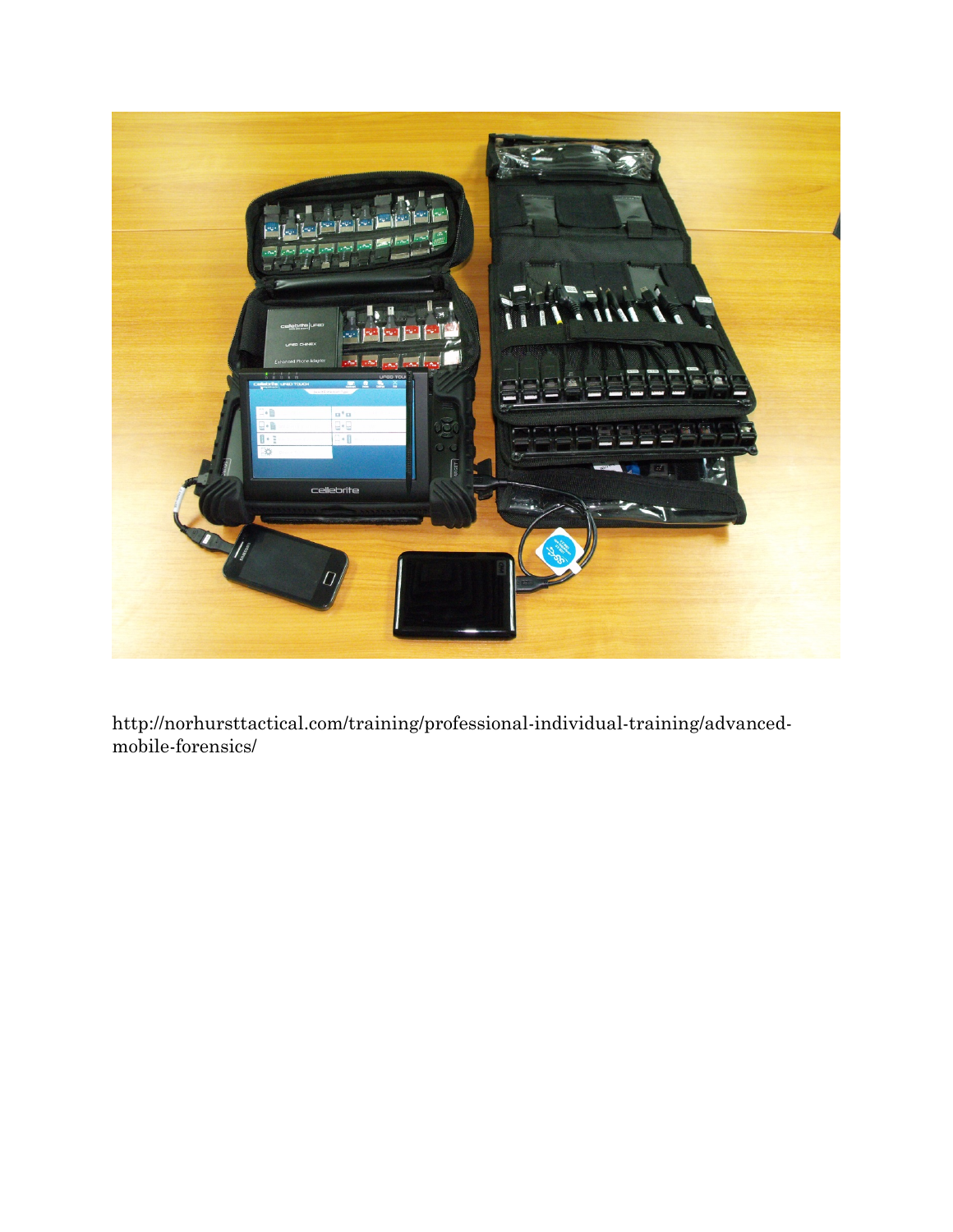http://norhursttactical.com/training/professional-individual-training/advanced-mobile-forensics/